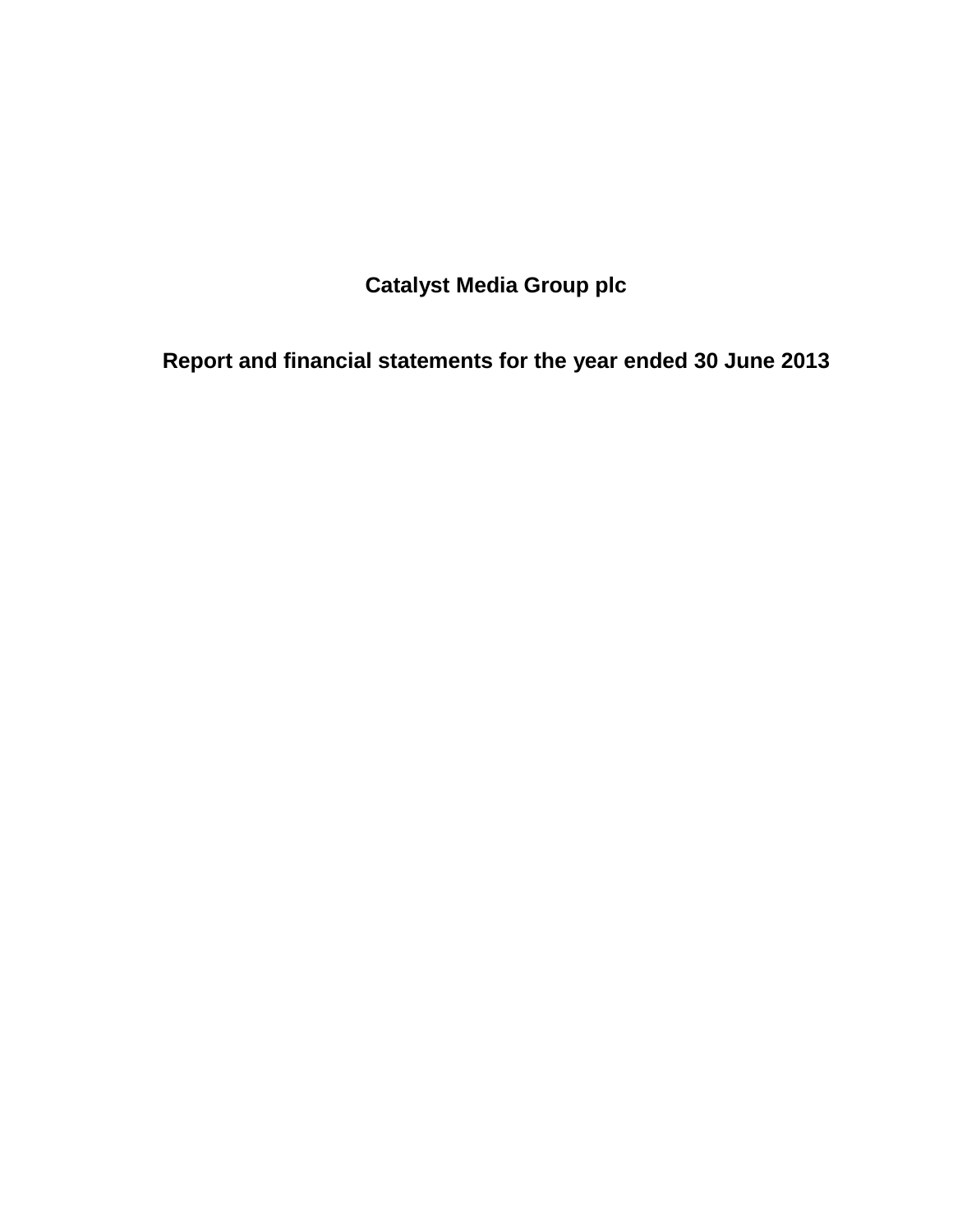# Catalyst Media Group plc

## Report and financial statements for the year ended 30 June 2013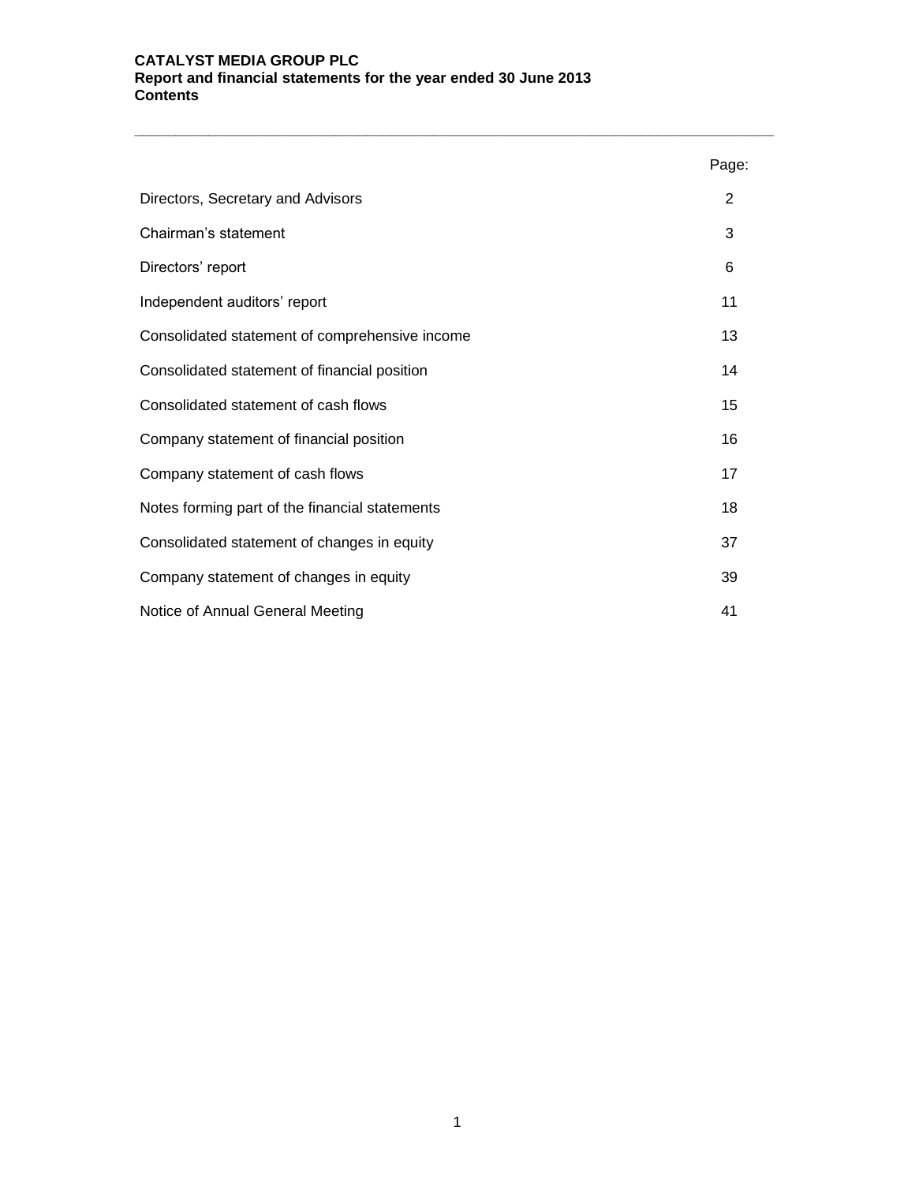**CATALYST MEDIA GROUP PLC**
**Report and financial statements for the year ended 30 June 2013**
**Contents**

| | Page: |
|---|---|
| Directors, Secretary and Advisors | 2 |
| Chairman's statement | 3 |
| Directors' report | 6 |
| Independent auditors' report | 11 |
| Consolidated statement of comprehensive income | 13 |
| Consolidated statement of financial position | 14 |
| Consolidated statement of cash flows | 15 |
| Company statement of financial position | 16 |
| Company statement of cash flows | 17 |
| Notes forming part of the financial statements | 18 |
| Consolidated statement of changes in equity | 37 |
| Company statement of changes in equity | 39 |
| Notice of Annual General Meeting | 41 |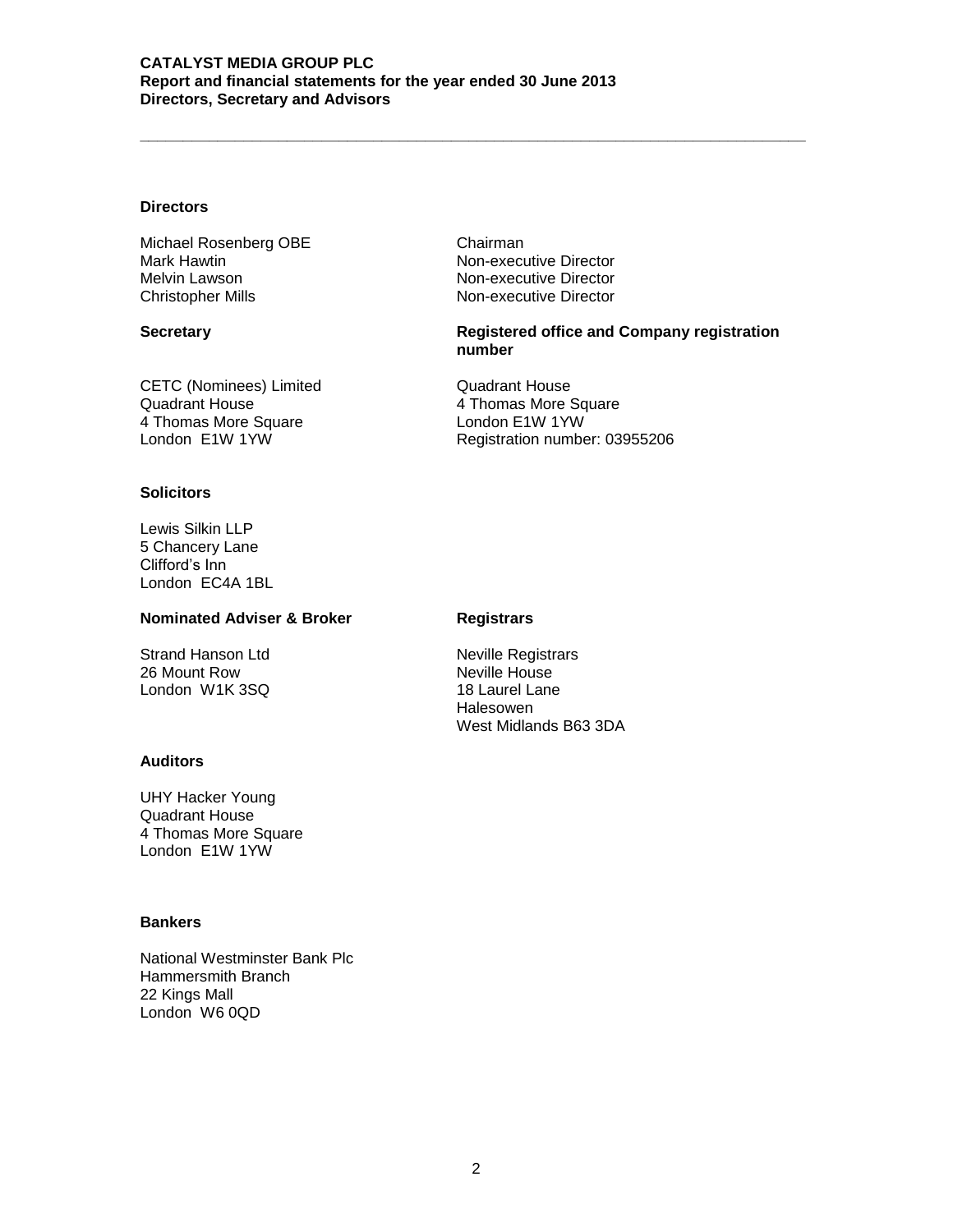**Directors**

Michael Rosenberg OBE — Chairman
Mark Hawtin — Non-executive Director
Melvin Lawson — Non-executive Director
Christopher Mills — Non-executive Director

**Secretary**

CETC (Nominees) Limited
Quadrant House
4 Thomas More Square
London E1W 1YW

**Registered office and Company registration number**

Quadrant House
4 Thomas More Square
London E1W 1YW
Registration number: 03955206

**Solicitors**

Lewis Silkin LLP
5 Chancery Lane
Clifford's Inn
London EC4A 1BL

**Nominated Adviser & Broker**

Strand Hanson Ltd
26 Mount Row
London W1K 3SQ

**Registrars**

Neville Registrars
Neville House
18 Laurel Lane
Halesowen
West Midlands B63 3DA

**Auditors**

UHY Hacker Young
Quadrant House
4 Thomas More Square
London E1W 1YW

**Bankers**

National Westminster Bank Plc
Hammersmith Branch
22 Kings Mall
London W6 0QD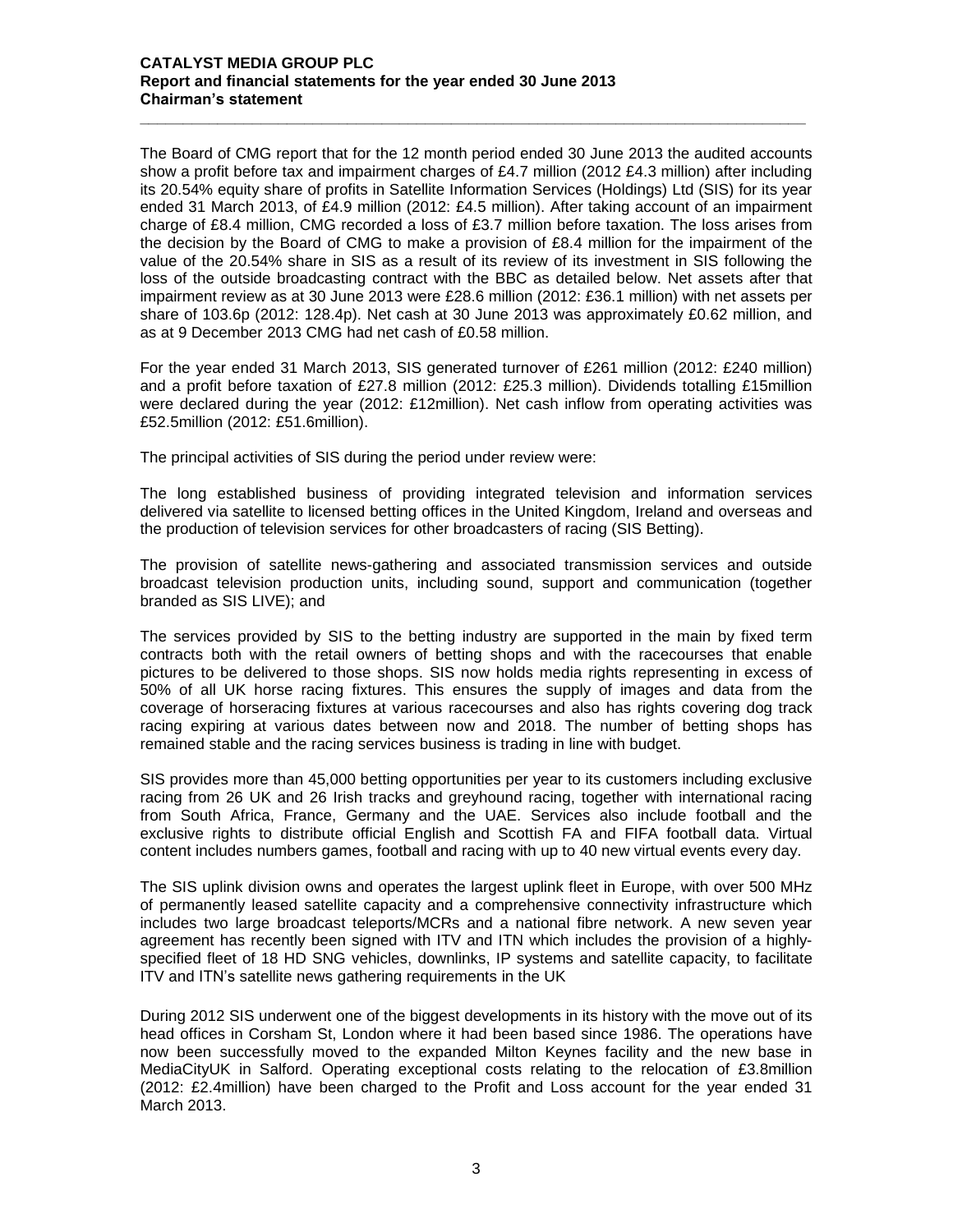**CATALYST MEDIA GROUP PLC**
**Report and financial statements for the year ended 30 June 2013**
**Chairman's statement**

The Board of CMG report that for the 12 month period ended 30 June 2013 the audited accounts show a profit before tax and impairment charges of £4.7 million (2012 £4.3 million) after including its 20.54% equity share of profits in Satellite Information Services (Holdings) Ltd (SIS) for its year ended 31 March 2013, of £4.9 million (2012: £4.5 million). After taking account of an impairment charge of £8.4 million, CMG recorded a loss of £3.7 million before taxation. The loss arises from the decision by the Board of CMG to make a provision of £8.4 million for the impairment of the value of the 20.54% share in SIS as a result of its review of its investment in SIS following the loss of the outside broadcasting contract with the BBC as detailed below. Net assets after that impairment review as at 30 June 2013 were £28.6 million (2012: £36.1 million) with net assets per share of 103.6p (2012: 128.4p). Net cash at 30 June 2013 was approximately £0.62 million, and as at 9 December 2013 CMG had net cash of £0.58 million.

For the year ended 31 March 2013, SIS generated turnover of £261 million (2012: £240 million) and a profit before taxation of £27.8 million (2012: £25.3 million). Dividends totalling £15million were declared during the year (2012: £12million). Net cash inflow from operating activities was £52.5million (2012: £51.6million).

The principal activities of SIS during the period under review were:

The long established business of providing integrated television and information services delivered via satellite to licensed betting offices in the United Kingdom, Ireland and overseas and the production of television services for other broadcasters of racing (SIS Betting).

The provision of satellite news-gathering and associated transmission services and outside broadcast television production units, including sound, support and communication (together branded as SIS LIVE); and

The services provided by SIS to the betting industry are supported in the main by fixed term contracts both with the retail owners of betting shops and with the racecourses that enable pictures to be delivered to those shops. SIS now holds media rights representing in excess of 50% of all UK horse racing fixtures. This ensures the supply of images and data from the coverage of horseracing fixtures at various racecourses and also has rights covering dog track racing expiring at various dates between now and 2018. The number of betting shops has remained stable and the racing services business is trading in line with budget.

SIS provides more than 45,000 betting opportunities per year to its customers including exclusive racing from 26 UK and 26 Irish tracks and greyhound racing, together with international racing from South Africa, France, Germany and the UAE. Services also include football and the exclusive rights to distribute official English and Scottish FA and FIFA football data. Virtual content includes numbers games, football and racing with up to 40 new virtual events every day.

The SIS uplink division owns and operates the largest uplink fleet in Europe, with over 500 MHz of permanently leased satellite capacity and a comprehensive connectivity infrastructure which includes two large broadcast teleports/MCRs and a national fibre network. A new seven year agreement has recently been signed with ITV and ITN which includes the provision of a highly-specified fleet of 18 HD SNG vehicles, downlinks, IP systems and satellite capacity, to facilitate ITV and ITN's satellite news gathering requirements in the UK

During 2012 SIS underwent one of the biggest developments in its history with the move out of its head offices in Corsham St, London where it had been based since 1986. The operations have now been successfully moved to the expanded Milton Keynes facility and the new base in MediaCityUK in Salford. Operating exceptional costs relating to the relocation of £3.8million (2012: £2.4million) have been charged to the Profit and Loss account for the year ended 31 March 2013.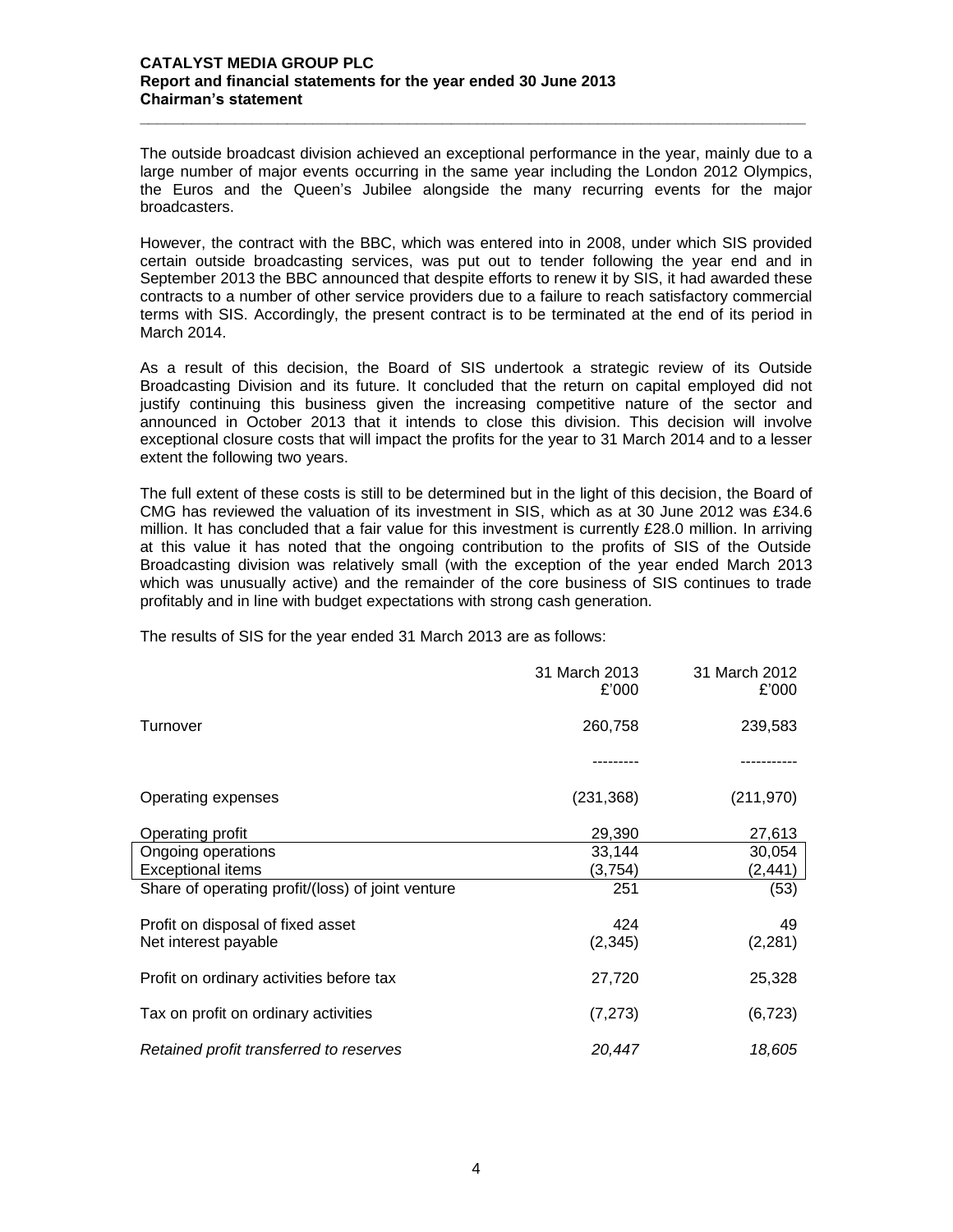The outside broadcast division achieved an exceptional performance in the year, mainly due to a large number of major events occurring in the same year including the London 2012 Olympics, the Euros and the Queen's Jubilee alongside the many recurring events for the major broadcasters.

However, the contract with the BBC, which was entered into in 2008, under which SIS provided certain outside broadcasting services, was put out to tender following the year end and in September 2013 the BBC announced that despite efforts to renew it by SIS, it had awarded these contracts to a number of other service providers due to a failure to reach satisfactory commercial terms with SIS. Accordingly, the present contract is to be terminated at the end of its period in March 2014.

As a result of this decision, the Board of SIS undertook a strategic review of its Outside Broadcasting Division and its future. It concluded that the return on capital employed did not justify continuing this business given the increasing competitive nature of the sector and announced in October 2013 that it intends to close this division. This decision will involve exceptional closure costs that will impact the profits for the year to 31 March 2014 and to a lesser extent the following two years.

The full extent of these costs is still to be determined but in the light of this decision, the Board of CMG has reviewed the valuation of its investment in SIS, which as at 30 June 2012 was £34.6 million. It has concluded that a fair value for this investment is currently £28.0 million. In arriving at this value it has noted that the ongoing contribution to the profits of SIS of the Outside Broadcasting division was relatively small (with the exception of the year ended March 2013 which was unusually active) and the remainder of the core business of SIS continues to trade profitably and in line with budget expectations with strong cash generation.

The results of SIS for the year ended 31 March 2013 are as follows:

| | 31 March 2013 £'000 | 31 March 2012 £'000 |
|---|---|---|
| Turnover | 260,758 | 239,583 |
| Operating expenses | (231,368) | (211,970) |
| Operating profit | 29,390 | 27,613 |
| Ongoing operations | 33,144 | 30,054 |
| Exceptional items | (3,754) | (2,441) |
| Share of operating profit/(loss) of joint venture | 251 | (53) |
| Profit on disposal of fixed asset | 424 | 49 |
| Net interest payable | (2,345) | (2,281) |
| Profit on ordinary activities before tax | 27,720 | 25,328 |
| Tax on profit on ordinary activities | (7,273) | (6,723) |
| *Retained profit transferred to reserves* | *20,447* | *18,605* |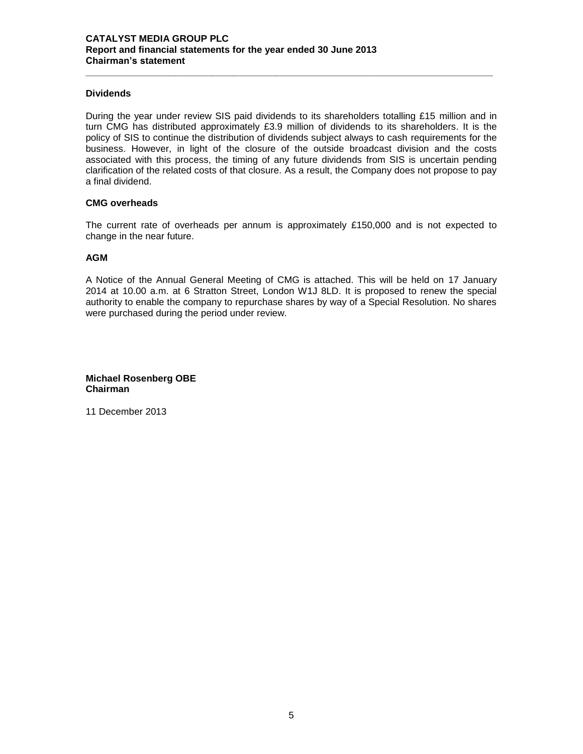## Dividends

During the year under review SIS paid dividends to its shareholders totalling £15 million and in turn CMG has distributed approximately £3.9 million of dividends to its shareholders. It is the policy of SIS to continue the distribution of dividends subject always to cash requirements for the business. However, in light of the closure of the outside broadcast division and the costs associated with this process, the timing of any future dividends from SIS is uncertain pending clarification of the related costs of that closure. As a result, the Company does not propose to pay a final dividend.

## CMG overheads

The current rate of overheads per annum is approximately £150,000 and is not expected to change in the near future.

## AGM

A Notice of the Annual General Meeting of CMG is attached. This will be held on 17 January 2014 at 10.00 a.m. at 6 Stratton Street, London W1J 8LD. It is proposed to renew the special authority to enable the company to repurchase shares by way of a Special Resolution. No shares were purchased during the period under review.

**Michael Rosenberg OBE**
**Chairman**

11 December 2013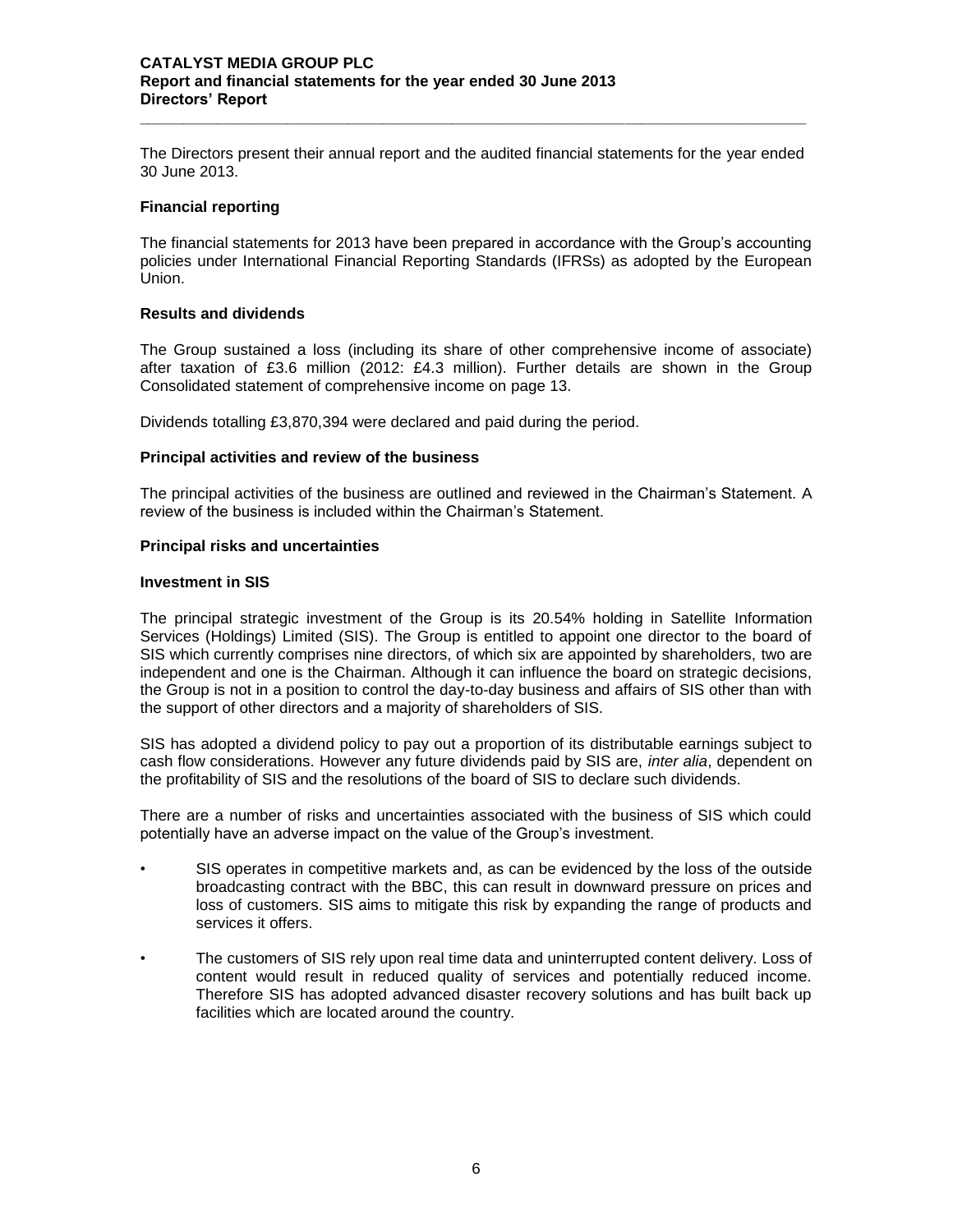The Directors present their annual report and the audited financial statements for the year ended 30 June 2013.

**Financial reporting**

The financial statements for 2013 have been prepared in accordance with the Group's accounting policies under International Financial Reporting Standards (IFRSs) as adopted by the European Union.

**Results and dividends**

The Group sustained a loss (including its share of other comprehensive income of associate) after taxation of £3.6 million (2012: £4.3 million). Further details are shown in the Group Consolidated statement of comprehensive income on page 13.

Dividends totalling £3,870,394 were declared and paid during the period.

**Principal activities and review of the business**

The principal activities of the business are outlined and reviewed in the Chairman's Statement. A review of the business is included within the Chairman's Statement.

**Principal risks and uncertainties**

**Investment in SIS**

The principal strategic investment of the Group is its 20.54% holding in Satellite Information Services (Holdings) Limited (SIS). The Group is entitled to appoint one director to the board of SIS which currently comprises nine directors, of which six are appointed by shareholders, two are independent and one is the Chairman. Although it can influence the board on strategic decisions, the Group is not in a position to control the day-to-day business and affairs of SIS other than with the support of other directors and a majority of shareholders of SIS.

SIS has adopted a dividend policy to pay out a proportion of its distributable earnings subject to cash flow considerations. However any future dividends paid by SIS are, *inter alia*, dependent on the profitability of SIS and the resolutions of the board of SIS to declare such dividends.

There are a number of risks and uncertainties associated with the business of SIS which could potentially have an adverse impact on the value of the Group's investment.

- SIS operates in competitive markets and, as can be evidenced by the loss of the outside broadcasting contract with the BBC, this can result in downward pressure on prices and loss of customers. SIS aims to mitigate this risk by expanding the range of products and services it offers.
- The customers of SIS rely upon real time data and uninterrupted content delivery. Loss of content would result in reduced quality of services and potentially reduced income. Therefore SIS has adopted advanced disaster recovery solutions and has built back up facilities which are located around the country.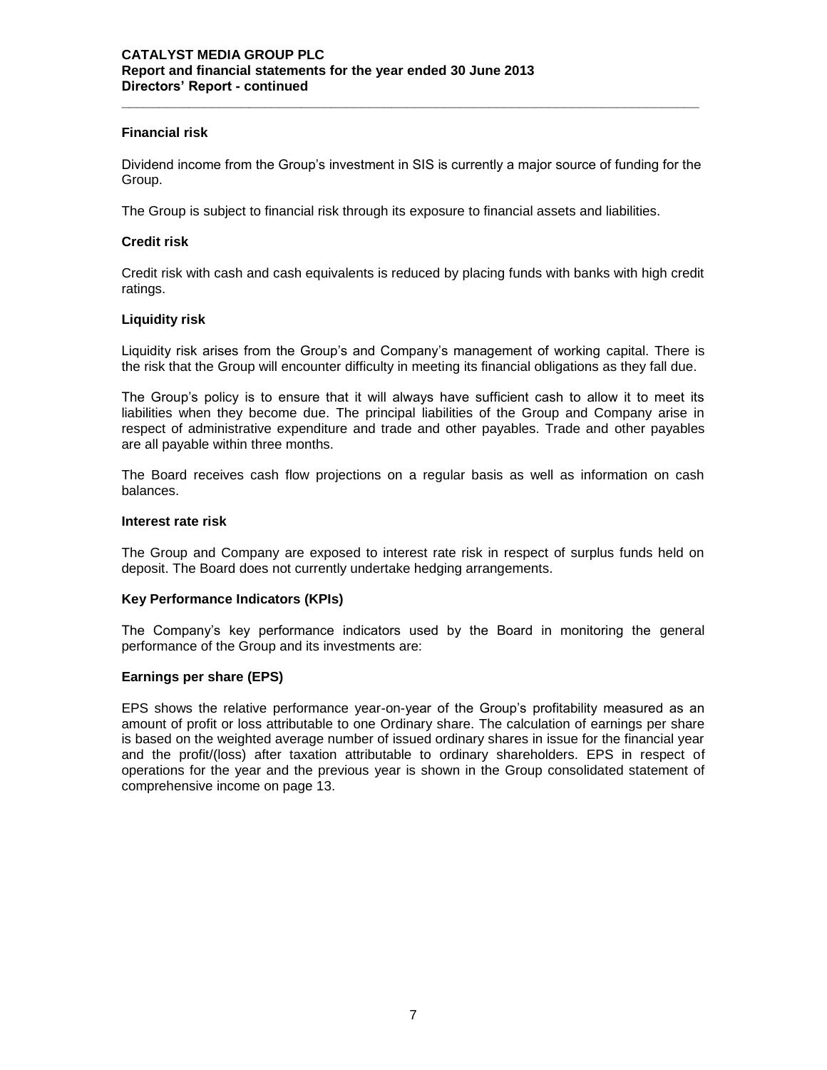### Financial risk

Dividend income from the Group's investment in SIS is currently a major source of funding for the Group.

The Group is subject to financial risk through its exposure to financial assets and liabilities.

### Credit risk

Credit risk with cash and cash equivalents is reduced by placing funds with banks with high credit ratings.

### Liquidity risk

Liquidity risk arises from the Group's and Company's management of working capital. There is the risk that the Group will encounter difficulty in meeting its financial obligations as they fall due.

The Group's policy is to ensure that it will always have sufficient cash to allow it to meet its liabilities when they become due. The principal liabilities of the Group and Company arise in respect of administrative expenditure and trade and other payables. Trade and other payables are all payable within three months.

The Board receives cash flow projections on a regular basis as well as information on cash balances.

### Interest rate risk

The Group and Company are exposed to interest rate risk in respect of surplus funds held on deposit. The Board does not currently undertake hedging arrangements.

### Key Performance Indicators (KPIs)

The Company's key performance indicators used by the Board in monitoring the general performance of the Group and its investments are:

### Earnings per share (EPS)

EPS shows the relative performance year-on-year of the Group's profitability measured as an amount of profit or loss attributable to one Ordinary share. The calculation of earnings per share is based on the weighted average number of issued ordinary shares in issue for the financial year and the profit/(loss) after taxation attributable to ordinary shareholders. EPS in respect of operations for the year and the previous year is shown in the Group consolidated statement of comprehensive income on page 13.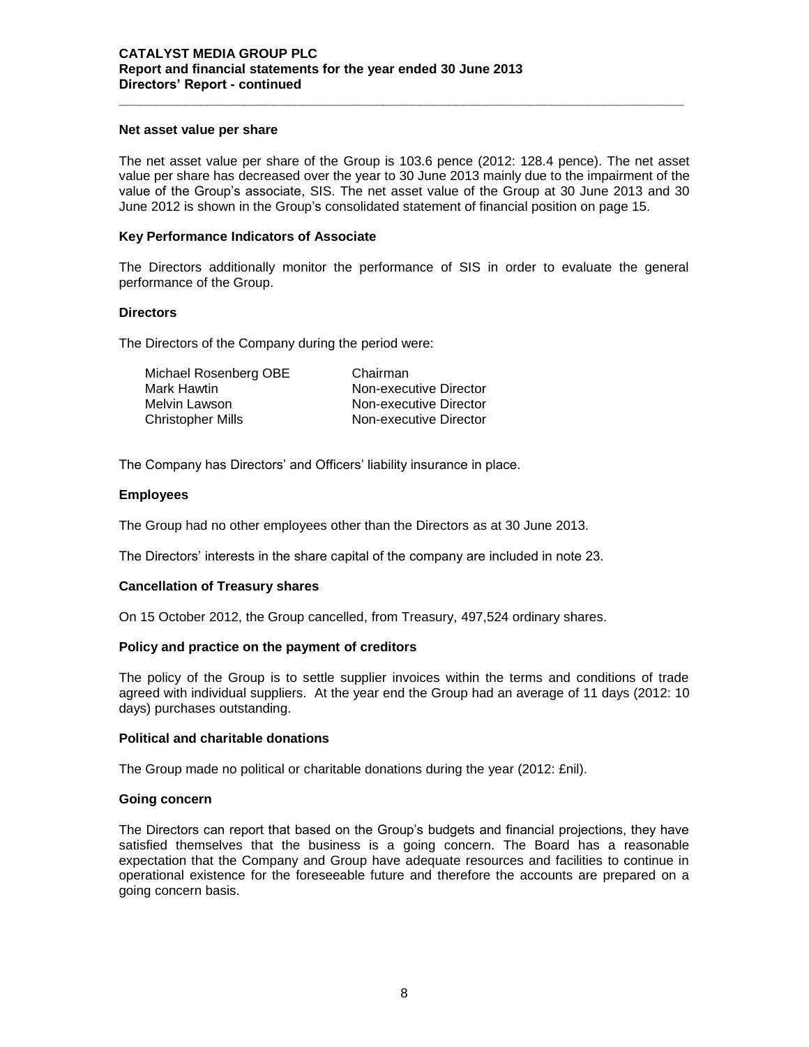### Net asset value per share

The net asset value per share of the Group is 103.6 pence (2012: 128.4 pence). The net asset value per share has decreased over the year to 30 June 2013 mainly due to the impairment of the value of the Group's associate, SIS. The net asset value of the Group at 30 June 2013 and 30 June 2012 is shown in the Group's consolidated statement of financial position on page 15.

### Key Performance Indicators of Associate

The Directors additionally monitor the performance of SIS in order to evaluate the general performance of the Group.

### Directors

The Directors of the Company during the period were:

| | |
|---|---|
| Michael Rosenberg OBE | Chairman |
| Mark Hawtin | Non-executive Director |
| Melvin Lawson | Non-executive Director |
| Christopher Mills | Non-executive Director |

The Company has Directors' and Officers' liability insurance in place.

### Employees

The Group had no other employees other than the Directors as at 30 June 2013.

The Directors' interests in the share capital of the company are included in note 23.

### Cancellation of Treasury shares

On 15 October 2012, the Group cancelled, from Treasury, 497,524 ordinary shares.

### Policy and practice on the payment of creditors

The policy of the Group is to settle supplier invoices within the terms and conditions of trade agreed with individual suppliers. At the year end the Group had an average of 11 days (2012: 10 days) purchases outstanding.

### Political and charitable donations

The Group made no political or charitable donations during the year (2012: £nil).

### Going concern

The Directors can report that based on the Group's budgets and financial projections, they have satisfied themselves that the business is a going concern. The Board has a reasonable expectation that the Company and Group have adequate resources and facilities to continue in operational existence for the foreseeable future and therefore the accounts are prepared on a going concern basis.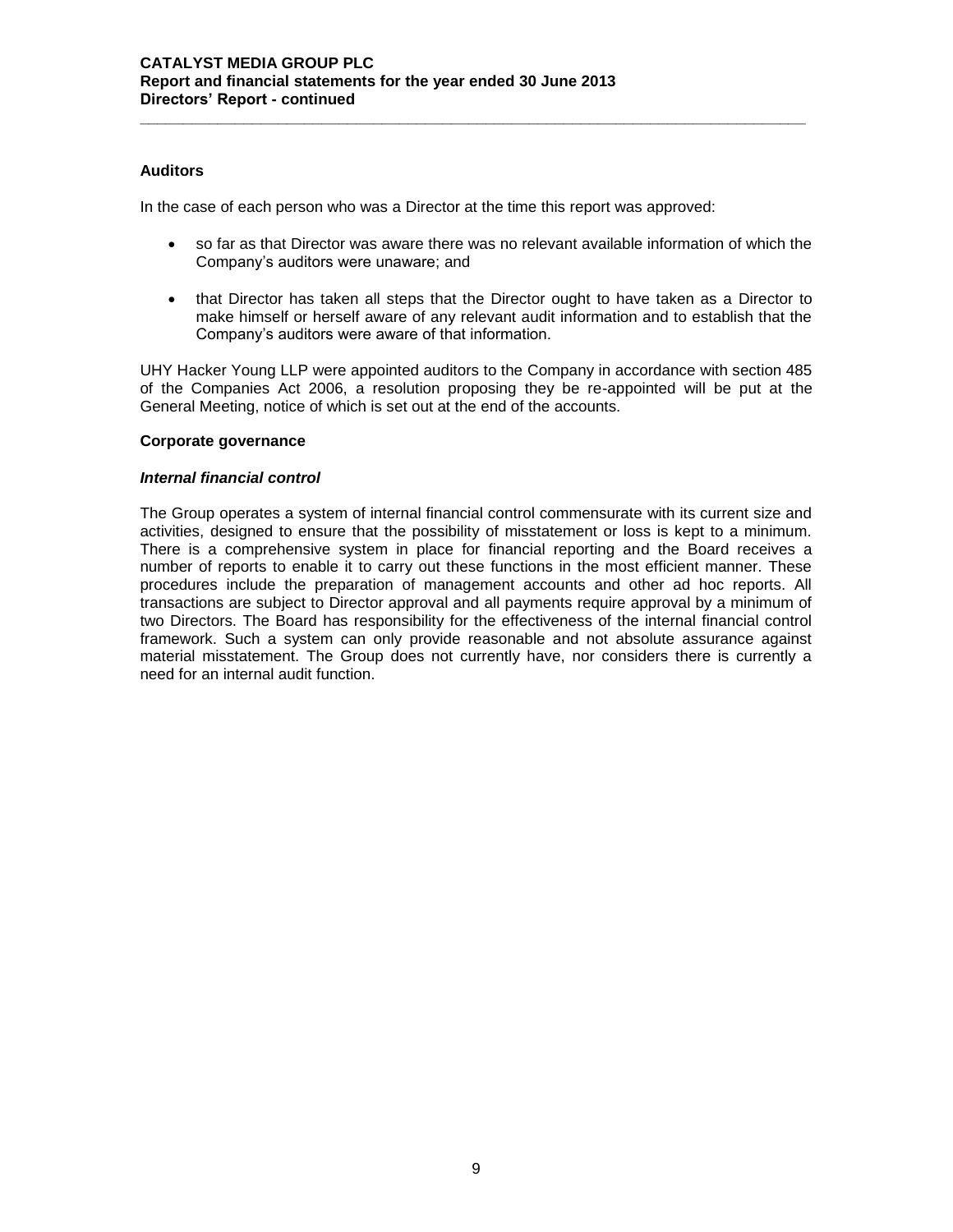## Auditors

In the case of each person who was a Director at the time this report was approved:

- so far as that Director was aware there was no relevant available information of which the Company's auditors were unaware; and
- that Director has taken all steps that the Director ought to have taken as a Director to make himself or herself aware of any relevant audit information and to establish that the Company's auditors were aware of that information.

UHY Hacker Young LLP were appointed auditors to the Company in accordance with section 485 of the Companies Act 2006, a resolution proposing they be re-appointed will be put at the General Meeting, notice of which is set out at the end of the accounts.

## Corporate governance

### *Internal financial control*

The Group operates a system of internal financial control commensurate with its current size and activities, designed to ensure that the possibility of misstatement or loss is kept to a minimum. There is a comprehensive system in place for financial reporting and the Board receives a number of reports to enable it to carry out these functions in the most efficient manner. These procedures include the preparation of management accounts and other ad hoc reports. All transactions are subject to Director approval and all payments require approval by a minimum of two Directors. The Board has responsibility for the effectiveness of the internal financial control framework. Such a system can only provide reasonable and not absolute assurance against material misstatement. The Group does not currently have, nor considers there is currently a need for an internal audit function.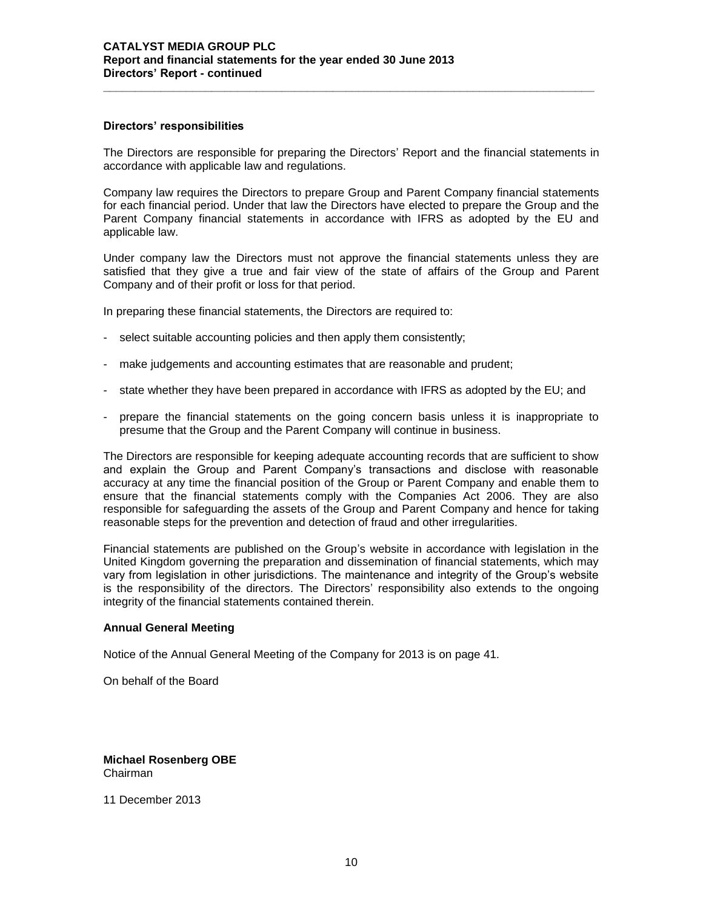### Directors' responsibilities

The Directors are responsible for preparing the Directors' Report and the financial statements in accordance with applicable law and regulations.

Company law requires the Directors to prepare Group and Parent Company financial statements for each financial period. Under that law the Directors have elected to prepare the Group and the Parent Company financial statements in accordance with IFRS as adopted by the EU and applicable law.

Under company law the Directors must not approve the financial statements unless they are satisfied that they give a true and fair view of the state of affairs of the Group and Parent Company and of their profit or loss for that period.

In preparing these financial statements, the Directors are required to:

- select suitable accounting policies and then apply them consistently;
- make judgements and accounting estimates that are reasonable and prudent;
- state whether they have been prepared in accordance with IFRS as adopted by the EU; and
- prepare the financial statements on the going concern basis unless it is inappropriate to presume that the Group and the Parent Company will continue in business.

The Directors are responsible for keeping adequate accounting records that are sufficient to show and explain the Group and Parent Company's transactions and disclose with reasonable accuracy at any time the financial position of the Group or Parent Company and enable them to ensure that the financial statements comply with the Companies Act 2006. They are also responsible for safeguarding the assets of the Group and Parent Company and hence for taking reasonable steps for the prevention and detection of fraud and other irregularities.

Financial statements are published on the Group's website in accordance with legislation in the United Kingdom governing the preparation and dissemination of financial statements, which may vary from legislation in other jurisdictions. The maintenance and integrity of the Group's website is the responsibility of the directors. The Directors' responsibility also extends to the ongoing integrity of the financial statements contained therein.

### Annual General Meeting

Notice of the Annual General Meeting of the Company for 2013 is on page 41.

On behalf of the Board

**Michael Rosenberg OBE**
Chairman

11 December 2013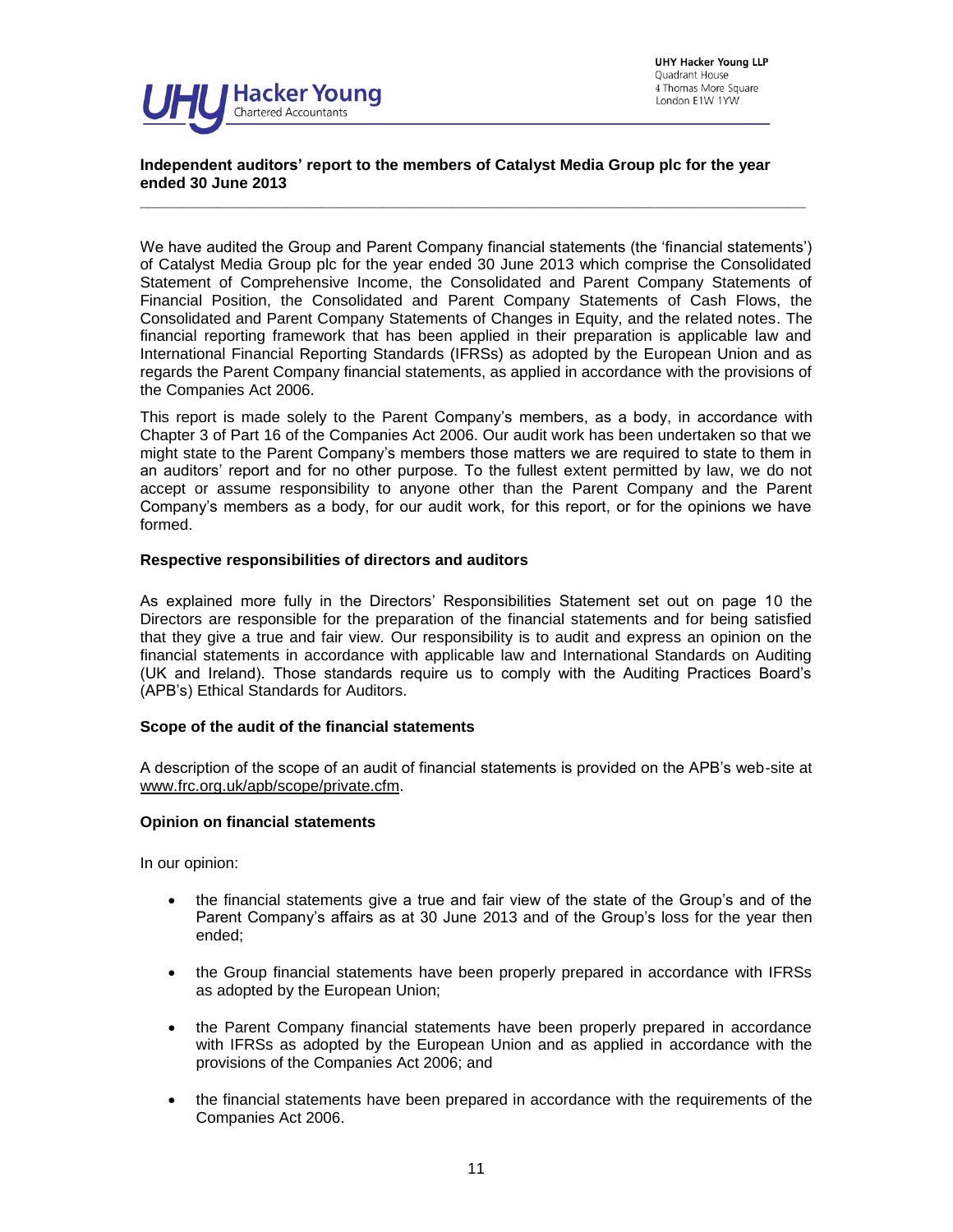UHY Hacker Young LLP
Quadrant House
4 Thomas More Square
London E1W 1YW

**Independent auditors' report to the members of Catalyst Media Group plc for the year ended 30 June 2013**

We have audited the Group and Parent Company financial statements (the 'financial statements') of Catalyst Media Group plc for the year ended 30 June 2013 which comprise the Consolidated Statement of Comprehensive Income, the Consolidated and Parent Company Statements of Financial Position, the Consolidated and Parent Company Statements of Cash Flows, the Consolidated and Parent Company Statements of Changes in Equity, and the related notes. The financial reporting framework that has been applied in their preparation is applicable law and International Financial Reporting Standards (IFRSs) as adopted by the European Union and as regards the Parent Company financial statements, as applied in accordance with the provisions of the Companies Act 2006.

This report is made solely to the Parent Company's members, as a body, in accordance with Chapter 3 of Part 16 of the Companies Act 2006. Our audit work has been undertaken so that we might state to the Parent Company's members those matters we are required to state to them in an auditors' report and for no other purpose. To the fullest extent permitted by law, we do not accept or assume responsibility to anyone other than the Parent Company and the Parent Company's members as a body, for our audit work, for this report, or for the opinions we have formed.

**Respective responsibilities of directors and auditors**

As explained more fully in the Directors' Responsibilities Statement set out on page 10 the Directors are responsible for the preparation of the financial statements and for being satisfied that they give a true and fair view. Our responsibility is to audit and express an opinion on the financial statements in accordance with applicable law and International Standards on Auditing (UK and Ireland). Those standards require us to comply with the Auditing Practices Board's (APB's) Ethical Standards for Auditors.

**Scope of the audit of the financial statements**

A description of the scope of an audit of financial statements is provided on the APB's web-site at www.frc.org.uk/apb/scope/private.cfm.

**Opinion on financial statements**

In our opinion:

- the financial statements give a true and fair view of the state of the Group's and of the Parent Company's affairs as at 30 June 2013 and of the Group's loss for the year then ended;
- the Group financial statements have been properly prepared in accordance with IFRSs as adopted by the European Union;
- the Parent Company financial statements have been properly prepared in accordance with IFRSs as adopted by the European Union and as applied in accordance with the provisions of the Companies Act 2006; and
- the financial statements have been prepared in accordance with the requirements of the Companies Act 2006.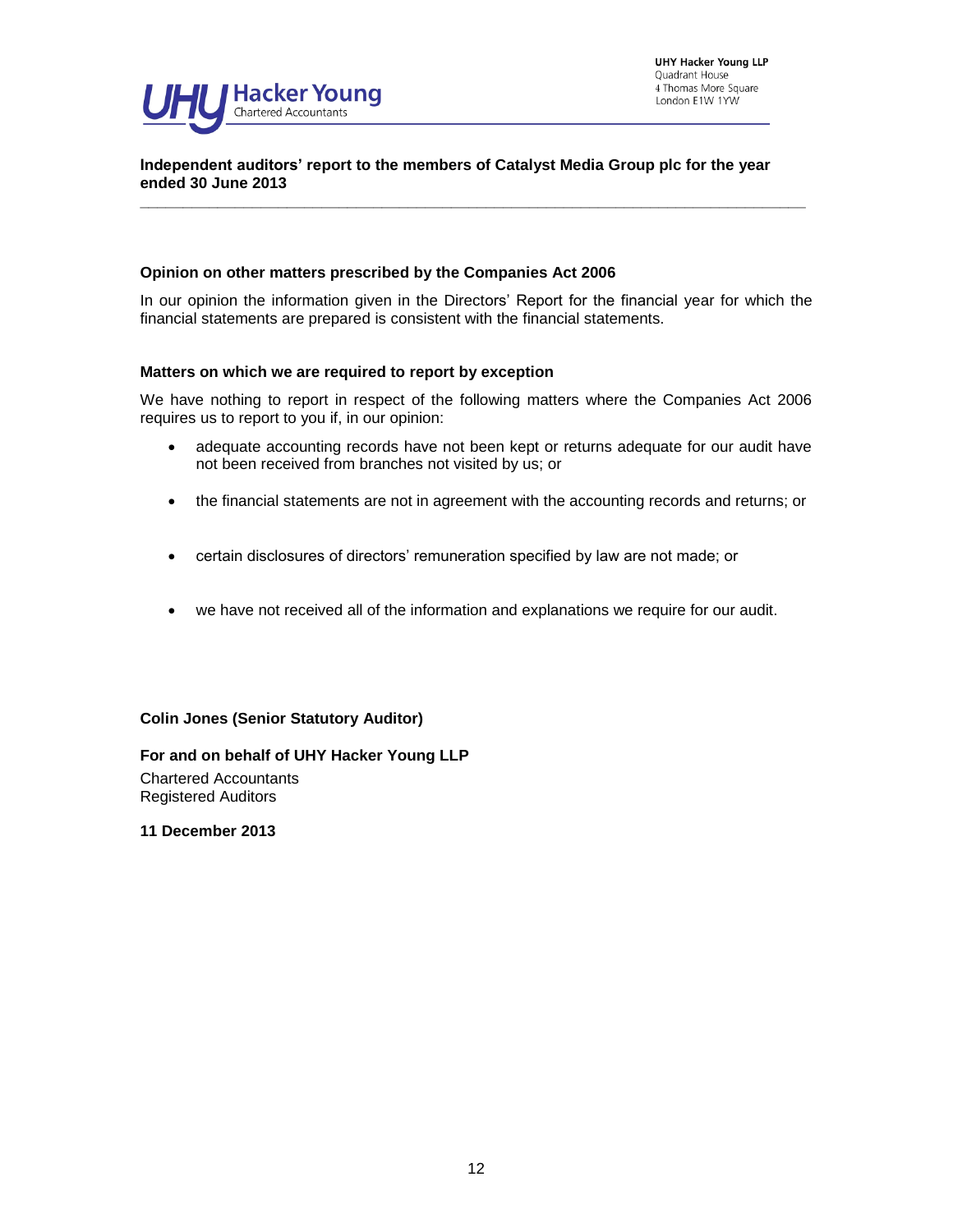UHY Hacker Young LLP
Quadrant House
4 Thomas More Square
London E1W 1YW

**Independent auditors' report to the members of Catalyst Media Group plc for the year ended 30 June 2013**

### Opinion on other matters prescribed by the Companies Act 2006

In our opinion the information given in the Directors' Report for the financial year for which the financial statements are prepared is consistent with the financial statements.

### Matters on which we are required to report by exception

We have nothing to report in respect of the following matters where the Companies Act 2006 requires us to report to you if, in our opinion:

- adequate accounting records have not been kept or returns adequate for our audit have not been received from branches not visited by us; or
- the financial statements are not in agreement with the accounting records and returns; or
- certain disclosures of directors' remuneration specified by law are not made; or
- we have not received all of the information and explanations we require for our audit.

**Colin Jones (Senior Statutory Auditor)**

**For and on behalf of UHY Hacker Young LLP**
Chartered Accountants
Registered Auditors

**11 December 2013**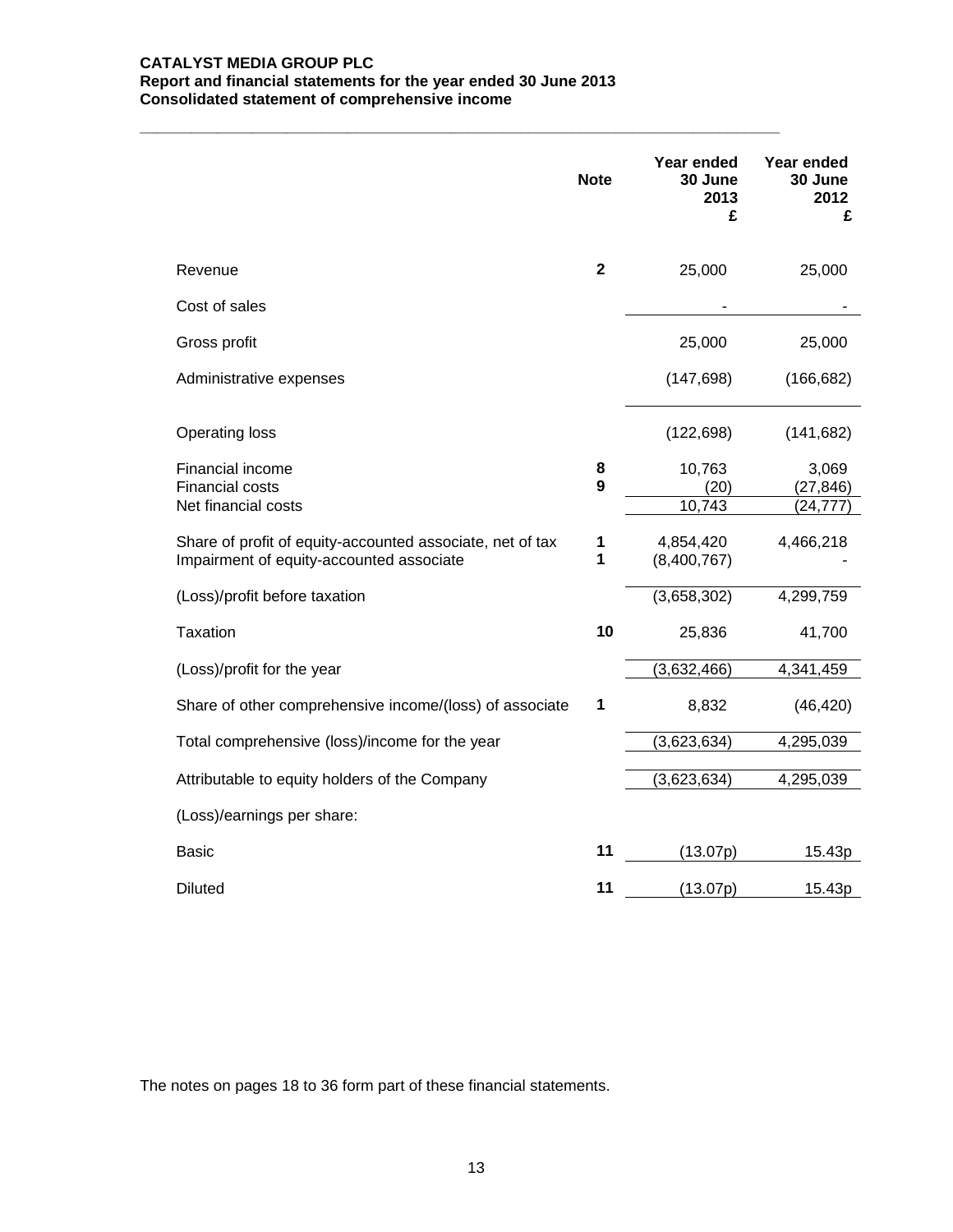**CATALYST MEDIA GROUP PLC**
**Report and financial statements for the year ended 30 June 2013**
**Consolidated statement of comprehensive income**

| | Note | Year ended 30 June 2013 £ | Year ended 30 June 2012 £ |
|---|---|---|---|
| Revenue | 2 | 25,000 | 25,000 |
| Cost of sales | | - | - |
| Gross profit | | 25,000 | 25,000 |
| Administrative expenses | | (147,698) | (166,682) |
| Operating loss | | (122,698) | (141,682) |
| Financial income | 8 | 10,763 | 3,069 |
| Financial costs | 9 | (20) | (27,846) |
| Net financial costs | | 10,743 | (24,777) |
| Share of profit of equity-accounted associate, net of tax | 1 | 4,854,420 | 4,466,218 |
| Impairment of equity-accounted associate | 1 | (8,400,767) | - |
| (Loss)/profit before taxation | | (3,658,302) | 4,299,759 |
| Taxation | 10 | 25,836 | 41,700 |
| (Loss)/profit for the year | | (3,632,466) | 4,341,459 |
| Share of other comprehensive income/(loss) of associate | 1 | 8,832 | (46,420) |
| Total comprehensive (loss)/income for the year | | (3,623,634) | 4,295,039 |
| Attributable to equity holders of the Company | | (3,623,634) | 4,295,039 |
| (Loss)/earnings per share: | | | |
| Basic | 11 | (13.07p) | 15.43p |
| Diluted | 11 | (13.07p) | 15.43p |

The notes on pages 18 to 36 form part of these financial statements.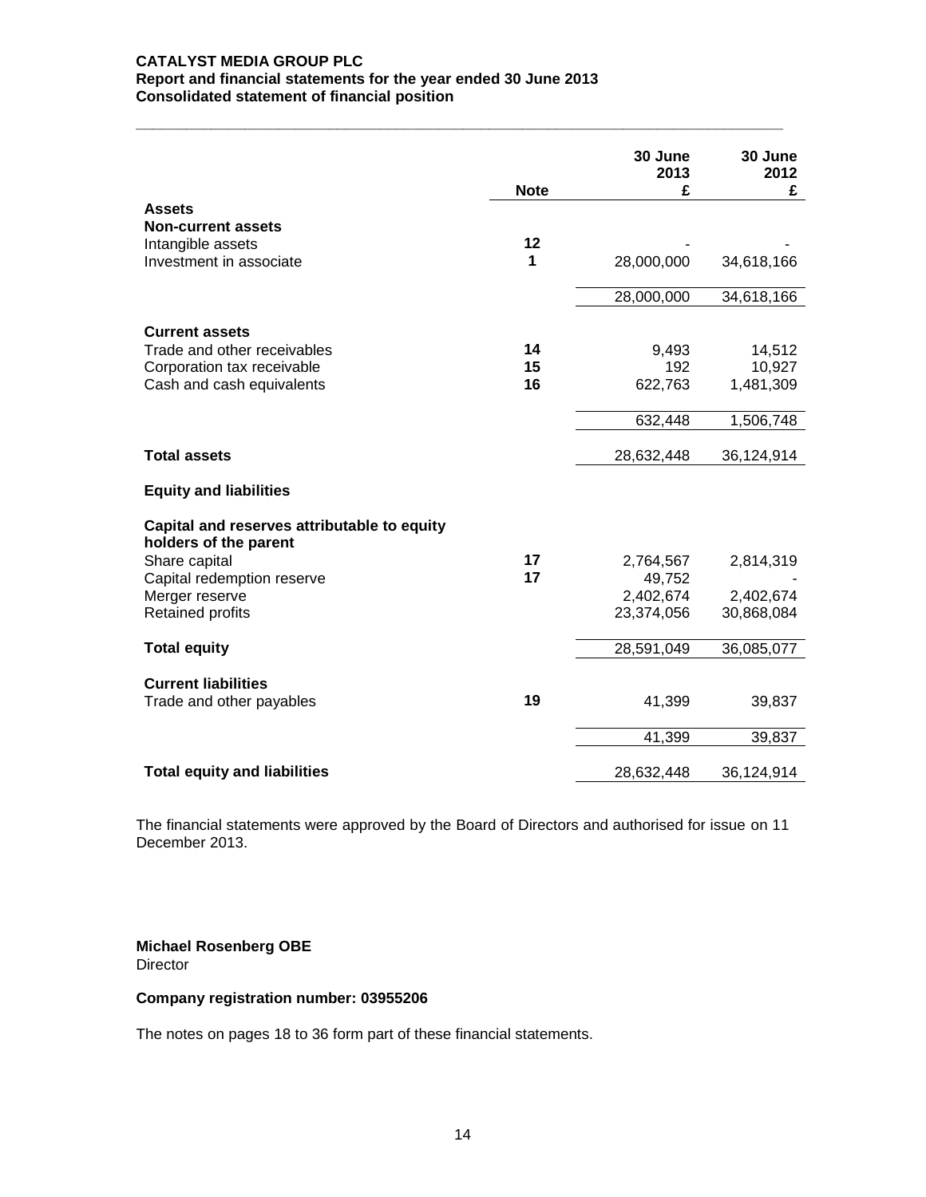**CATALYST MEDIA GROUP PLC**
**Report and financial statements for the year ended 30 June 2013**
**Consolidated statement of financial position**

| | Note | 30 June 2013 £ | 30 June 2012 £ |
|---|---|---|---|
| **Assets** | | | |
| **Non-current assets** | | | |
| Intangible assets | 12 | - | - |
| Investment in associate | 1 | 28,000,000 | 34,618,166 |
| | | 28,000,000 | 34,618,166 |
| **Current assets** | | | |
| Trade and other receivables | 14 | 9,493 | 14,512 |
| Corporation tax receivable | 15 | 192 | 10,927 |
| Cash and cash equivalents | 16 | 622,763 | 1,481,309 |
| | | 632,448 | 1,506,748 |
| **Total assets** | | 28,632,448 | 36,124,914 |
| **Equity and liabilities** | | | |
| **Capital and reserves attributable to equity holders of the parent** | | | |
| Share capital | 17 | 2,764,567 | 2,814,319 |
| Capital redemption reserve | 17 | 49,752 | - |
| Merger reserve | | 2,402,674 | 2,402,674 |
| Retained profits | | 23,374,056 | 30,868,084 |
| **Total equity** | | 28,591,049 | 36,085,077 |
| **Current liabilities** | | | |
| Trade and other payables | 19 | 41,399 | 39,837 |
| | | 41,399 | 39,837 |
| **Total equity and liabilities** | | 28,632,448 | 36,124,914 |

The financial statements were approved by the Board of Directors and authorised for issue on 11 December 2013.

**Michael Rosenberg OBE**
Director

**Company registration number: 03955206**

The notes on pages 18 to 36 form part of these financial statements.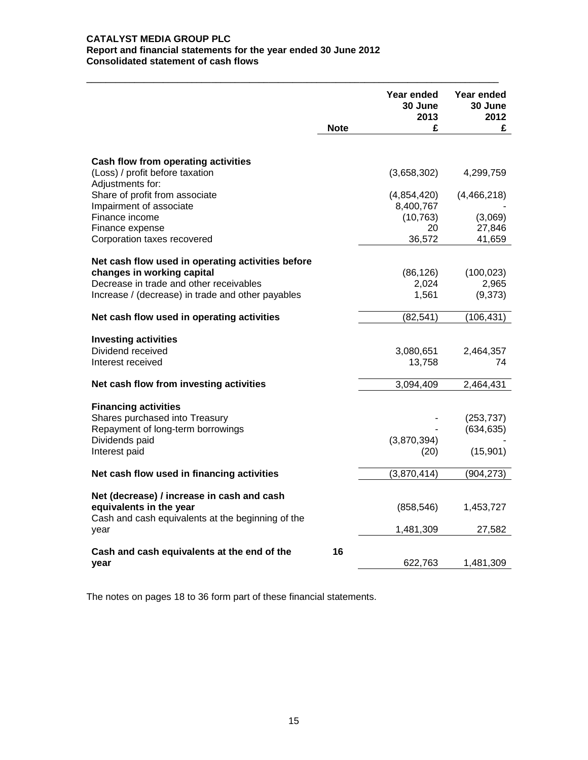**CATALYST MEDIA GROUP PLC**
**Report and financial statements for the year ended 30 June 2012**
**Consolidated statement of cash flows**

| | Note | Year ended 30 June 2013 £ | Year ended 30 June 2012 £ |
|---|---|---|---|
| **Cash flow from operating activities** | | | |
| (Loss) / profit before taxation | | (3,658,302) | 4,299,759 |
| Adjustments for: | | | |
| Share of profit from associate | | (4,854,420) | (4,466,218) |
| Impairment of associate | | 8,400,767 | - |
| Finance income | | (10,763) | (3,069) |
| Finance expense | | 20 | 27,846 |
| Corporation taxes recovered | | 36,572 | 41,659 |
| **Net cash flow used in operating activities before changes in working capital** | | (86,126) | (100,023) |
| Decrease in trade and other receivables | | 2,024 | 2,965 |
| Increase / (decrease) in trade and other payables | | 1,561 | (9,373) |
| **Net cash flow used in operating activities** | | (82,541) | (106,431) |
| **Investing activities** | | | |
| Dividend received | | 3,080,651 | 2,464,357 |
| Interest received | | 13,758 | 74 |
| **Net cash flow from investing activities** | | 3,094,409 | 2,464,431 |
| **Financing activities** | | | |
| Shares purchased into Treasury | | - | (253,737) |
| Repayment of long-term borrowings | | - | (634,635) |
| Dividends paid | | (3,870,394) | - |
| Interest paid | | (20) | (15,901) |
| **Net cash flow used in financing activities** | | (3,870,414) | (904,273) |
| **Net (decrease) / increase in cash and cash equivalents in the year** | | (858,546) | 1,453,727 |
| Cash and cash equivalents at the beginning of the year | | 1,481,309 | 27,582 |
| **Cash and cash equivalents at the end of the year** | 16 | 622,763 | 1,481,309 |

The notes on pages 18 to 36 form part of these financial statements.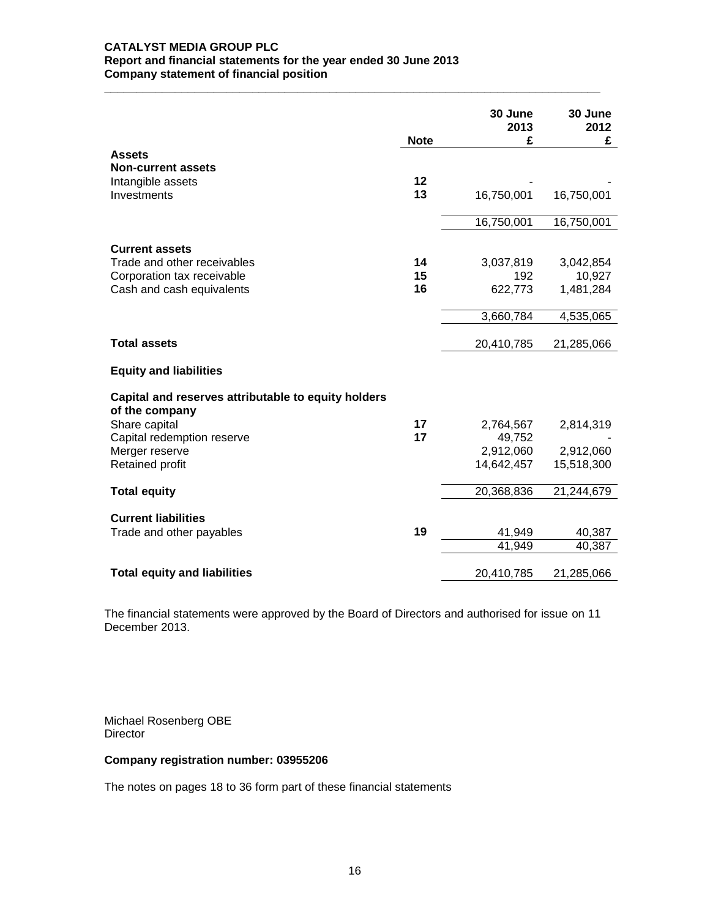**CATALYST MEDIA GROUP PLC**
**Report and financial statements for the year ended 30 June 2013**
**Company statement of financial position**

| | Note | 30 June 2013 £ | 30 June 2012 £ |
|---|---|---|---|
| **Assets** | | | |
| **Non-current assets** | | | |
| Intangible assets | 12 | - | - |
| Investments | 13 | 16,750,001 | 16,750,001 |
| | | 16,750,001 | 16,750,001 |
| **Current assets** | | | |
| Trade and other receivables | 14 | 3,037,819 | 3,042,854 |
| Corporation tax receivable | 15 | 192 | 10,927 |
| Cash and cash equivalents | 16 | 622,773 | 1,481,284 |
| | | 3,660,784 | 4,535,065 |
| **Total assets** | | 20,410,785 | 21,285,066 |
| **Equity and liabilities** | | | |
| **Capital and reserves attributable to equity holders of the company** | | | |
| Share capital | 17 | 2,764,567 | 2,814,319 |
| Capital redemption reserve | 17 | 49,752 | - |
| Merger reserve | | 2,912,060 | 2,912,060 |
| Retained profit | | 14,642,457 | 15,518,300 |
| **Total equity** | | 20,368,836 | 21,244,679 |
| **Current liabilities** | | | |
| Trade and other payables | 19 | 41,949 | 40,387 |
| | | 41,949 | 40,387 |
| **Total equity and liabilities** | | 20,410,785 | 21,285,066 |

The financial statements were approved by the Board of Directors and authorised for issue on 11 December 2013.

Michael Rosenberg OBE
Director

**Company registration number: 03955206**

The notes on pages 18 to 36 form part of these financial statements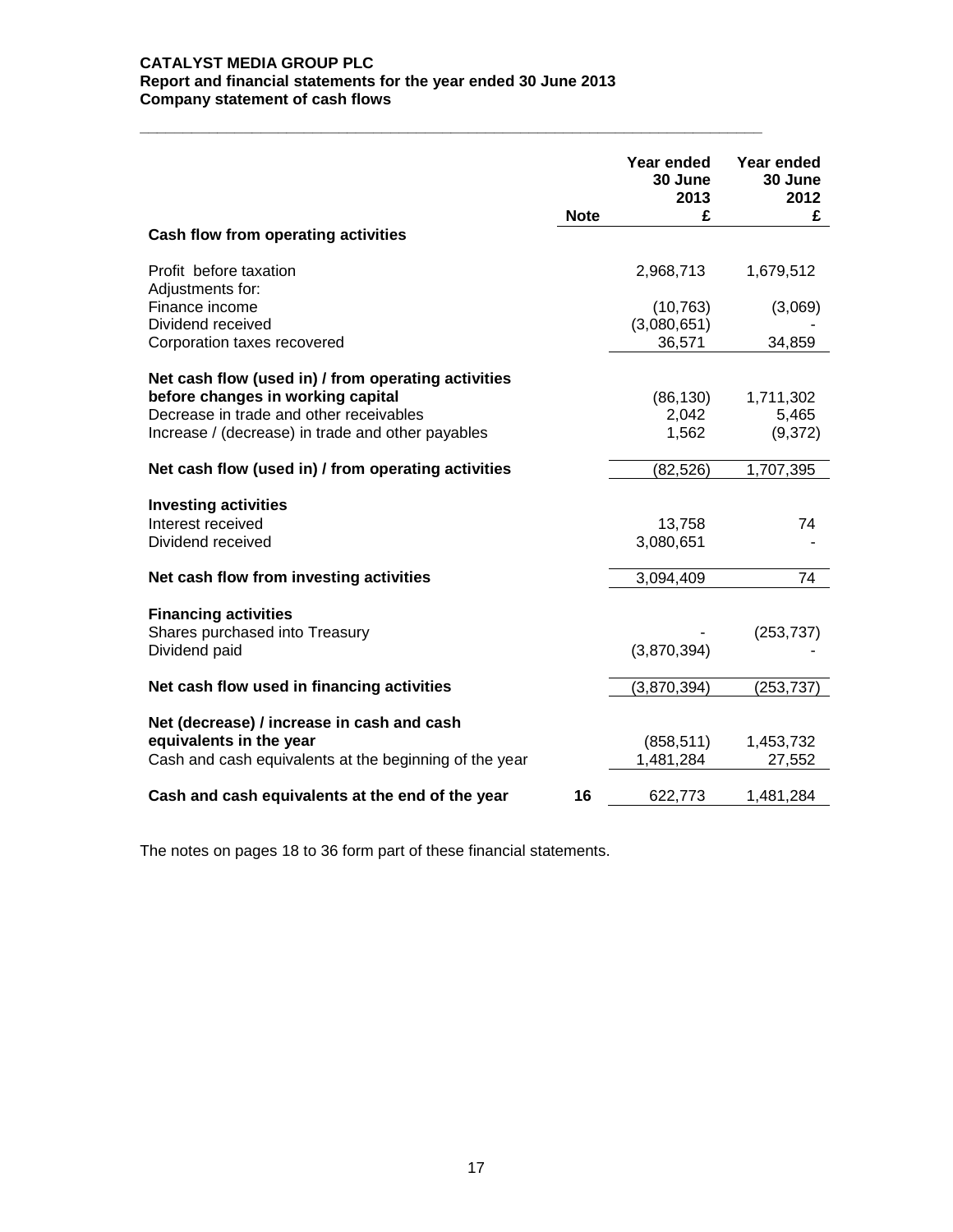**CATALYST MEDIA GROUP PLC**
**Report and financial statements for the year ended 30 June 2013**
**Company statement of cash flows**

| | Note | Year ended 30 June 2013 £ | Year ended 30 June 2012 £ |
|---|---|---|---|
| **Cash flow from operating activities** | | | |
| Profit before taxation | | 2,968,713 | 1,679,512 |
| Adjustments for: | | | |
| Finance income | | (10,763) | (3,069) |
| Dividend received | | (3,080,651) | - |
| Corporation taxes recovered | | 36,571 | 34,859 |
| **Net cash flow (used in) / from operating activities before changes in working capital** | | (86,130) | 1,711,302 |
| Decrease in trade and other receivables | | 2,042 | 5,465 |
| Increase / (decrease) in trade and other payables | | 1,562 | (9,372) |
| **Net cash flow (used in) / from operating activities** | | (82,526) | 1,707,395 |
| **Investing activities** | | | |
| Interest received | | 13,758 | 74 |
| Dividend received | | 3,080,651 | - |
| **Net cash flow from investing activities** | | 3,094,409 | 74 |
| **Financing activities** | | | |
| Shares purchased into Treasury | | - | (253,737) |
| Dividend paid | | (3,870,394) | - |
| **Net cash flow used in financing activities** | | (3,870,394) | (253,737) |
| **Net (decrease) / increase in cash and cash equivalents in the year** | | (858,511) | 1,453,732 |
| Cash and cash equivalents at the beginning of the year | | 1,481,284 | 27,552 |
| **Cash and cash equivalents at the end of the year** | 16 | 622,773 | 1,481,284 |

The notes on pages 18 to 36 form part of these financial statements.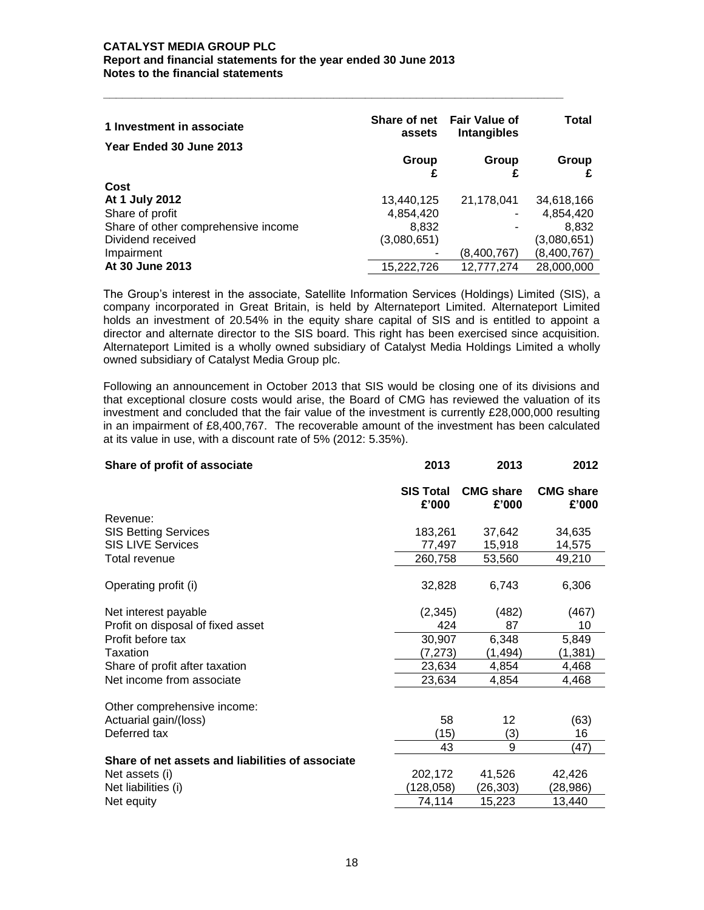## 1 Investment in associate

| Year Ended 30 June 2013 | Share of net assets | Fair Value of Intangibles | Total |
|---|---|---|---|
| | Group £ | Group £ | Group £ |
| **Cost** | | | |
| **At 1 July 2012** | 13,440,125 | 21,178,041 | 34,618,166 |
| Share of profit | 4,854,420 | - | 4,854,420 |
| Share of other comprehensive income | 8,832 | - | 8,832 |
| Dividend received | (3,080,651) | | (3,080,651) |
| Impairment | - | (8,400,767) | (8,400,767) |
| **At 30 June 2013** | 15,222,726 | 12,777,274 | 28,000,000 |

The Group's interest in the associate, Satellite Information Services (Holdings) Limited (SIS), a company incorporated in Great Britain, is held by Alternateport Limited. Alternateport Limited holds an investment of 20.54% in the equity share capital of SIS and is entitled to appoint a director and alternate director to the SIS board. This right has been exercised since acquisition. Alternateport Limited is a wholly owned subsidiary of Catalyst Media Holdings Limited a wholly owned subsidiary of Catalyst Media Group plc.

Following an announcement in October 2013 that SIS would be closing one of its divisions and that exceptional closure costs would arise, the Board of CMG has reviewed the valuation of its investment and concluded that the fair value of the investment is currently £28,000,000 resulting in an impairment of £8,400,767. The recoverable amount of the investment has been calculated at its value in use, with a discount rate of 5% (2012: 5.35%).

| Share of profit of associate | 2013 | 2013 | 2012 |
|---|---|---|---|
| | SIS Total £'000 | CMG share £'000 | CMG share £'000 |
| Revenue: | | | |
| SIS Betting Services | 183,261 | 37,642 | 34,635 |
| SIS LIVE Services | 77,497 | 15,918 | 14,575 |
| Total revenue | 260,758 | 53,560 | 49,210 |
| Operating profit (i) | 32,828 | 6,743 | 6,306 |
| Net interest payable | (2,345) | (482) | (467) |
| Profit on disposal of fixed asset | 424 | 87 | 10 |
| Profit before tax | 30,907 | 6,348 | 5,849 |
| Taxation | (7,273) | (1,494) | (1,381) |
| Share of profit after taxation | 23,634 | 4,854 | 4,468 |
| Net income from associate | 23,634 | 4,854 | 4,468 |
| Other comprehensive income: | | | |
| Actuarial gain/(loss) | 58 | 12 | (63) |
| Deferred tax | (15) | (3) | 16 |
| | 43 | 9 | (47) |
| **Share of net assets and liabilities of associate** | | | |
| Net assets (i) | 202,172 | 41,526 | 42,426 |
| Net liabilities (i) | (128,058) | (26,303) | (28,986) |
| Net equity | 74,114 | 15,223 | 13,440 |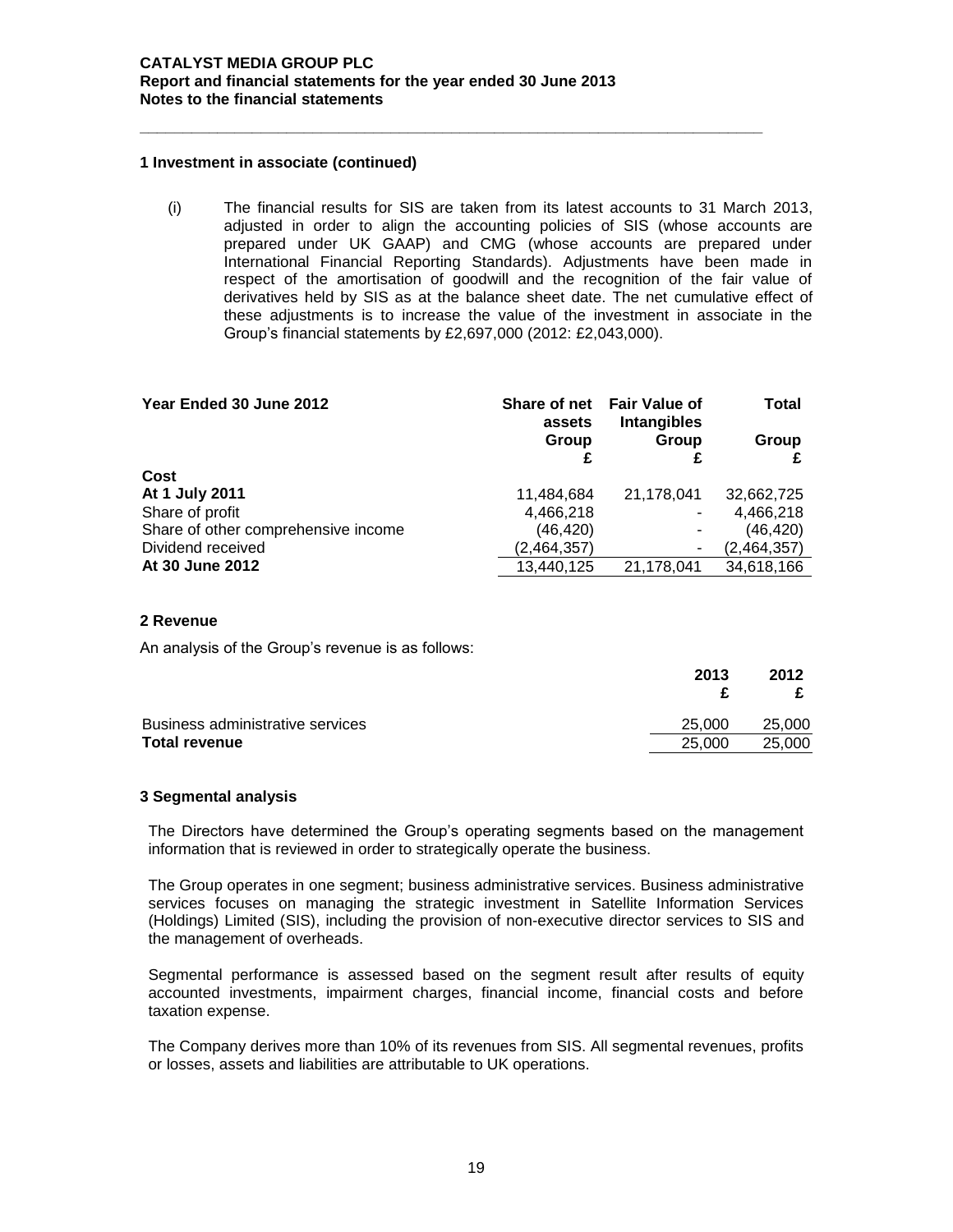## 1 Investment in associate (continued)

(i) The financial results for SIS are taken from its latest accounts to 31 March 2013, adjusted in order to align the accounting policies of SIS (whose accounts are prepared under UK GAAP) and CMG (whose accounts are prepared under International Financial Reporting Standards). Adjustments have been made in respect of the amortisation of goodwill and the recognition of the fair value of derivatives held by SIS as at the balance sheet date. The net cumulative effect of these adjustments is to increase the value of the investment in associate in the Group's financial statements by £2,697,000 (2012: £2,043,000).

| Year Ended 30 June 2012 | Share of net assets Group £ | Fair Value of Intangibles Group £ | Total Group £ |
|---|---|---|---|
| **Cost** | | | |
| **At 1 July 2011** | 11,484,684 | 21,178,041 | 32,662,725 |
| Share of profit | 4,466,218 | - | 4,466,218 |
| Share of other comprehensive income | (46,420) | - | (46,420) |
| Dividend received | (2,464,357) | - | (2,464,357) |
| **At 30 June 2012** | 13,440,125 | 21,178,041 | 34,618,166 |

## 2 Revenue

An analysis of the Group's revenue is as follows:

| | 2013 £ | 2012 £ |
|---|---|---|
| Business administrative services | 25,000 | 25,000 |
| **Total revenue** | 25,000 | 25,000 |

## 3 Segmental analysis

The Directors have determined the Group's operating segments based on the management information that is reviewed in order to strategically operate the business.

The Group operates in one segment; business administrative services. Business administrative services focuses on managing the strategic investment in Satellite Information Services (Holdings) Limited (SIS), including the provision of non-executive director services to SIS and the management of overheads.

Segmental performance is assessed based on the segment result after results of equity accounted investments, impairment charges, financial income, financial costs and before taxation expense.

The Company derives more than 10% of its revenues from SIS. All segmental revenues, profits or losses, assets and liabilities are attributable to UK operations.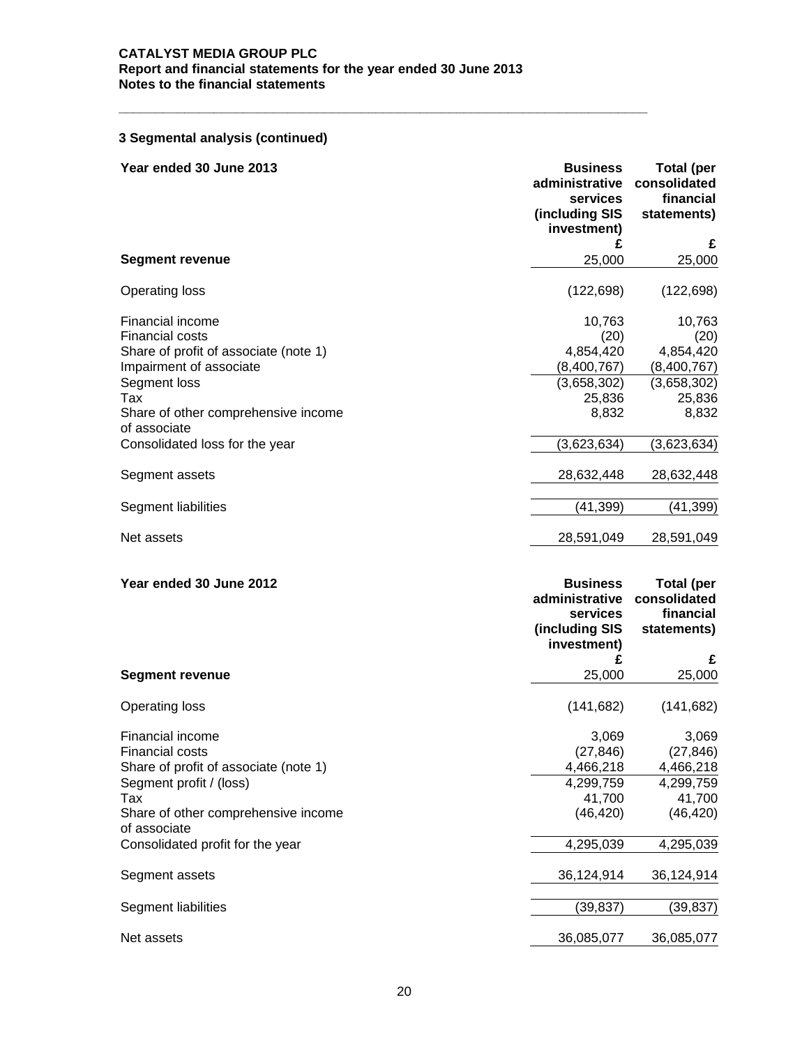## 3 Segmental analysis (continued)

| Year ended 30 June 2013 | Business administrative services (including SIS investment) | Total (per consolidated financial statements) |
|---|---|---|
| | £ | £ |
| **Segment revenue** | 25,000 | 25,000 |
| Operating loss | (122,698) | (122,698) |
| Financial income | 10,763 | 10,763 |
| Financial costs | (20) | (20) |
| Share of profit of associate (note 1) | 4,854,420 | 4,854,420 |
| Impairment of associate | (8,400,767) | (8,400,767) |
| Segment loss | (3,658,302) | (3,658,302) |
| Tax | 25,836 | 25,836 |
| Share of other comprehensive income of associate | 8,832 | 8,832 |
| Consolidated loss for the year | (3,623,634) | (3,623,634) |
| Segment assets | 28,632,448 | 28,632,448 |
| Segment liabilities | (41,399) | (41,399) |
| Net assets | 28,591,049 | 28,591,049 |

| Year ended 30 June 2012 | Business administrative services (including SIS investment) | Total (per consolidated financial statements) |
|---|---|---|
| | £ | £ |
| **Segment revenue** | 25,000 | 25,000 |
| Operating loss | (141,682) | (141,682) |
| Financial income | 3,069 | 3,069 |
| Financial costs | (27,846) | (27,846) |
| Share of profit of associate (note 1) | 4,466,218 | 4,466,218 |
| Segment profit / (loss) | 4,299,759 | 4,299,759 |
| Tax | 41,700 | 41,700 |
| Share of other comprehensive income of associate | (46,420) | (46,420) |
| Consolidated profit for the year | 4,295,039 | 4,295,039 |
| Segment assets | 36,124,914 | 36,124,914 |
| Segment liabilities | (39,837) | (39,837) |
| Net assets | 36,085,077 | 36,085,077 |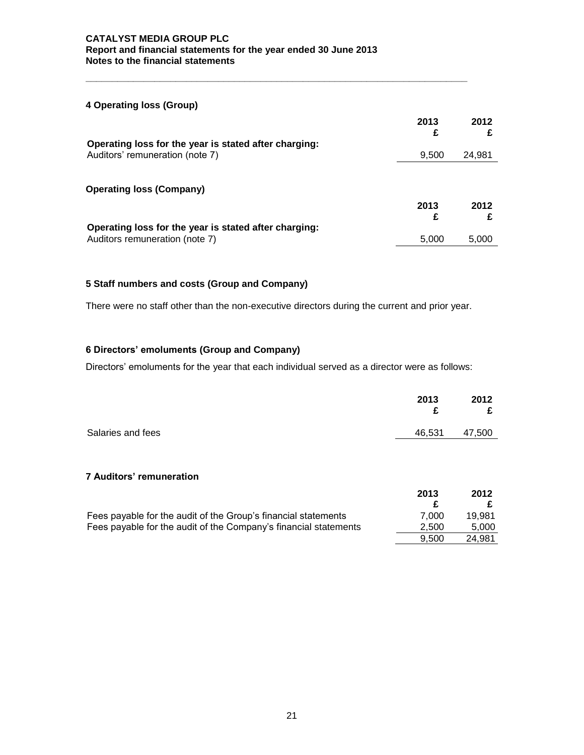## 4 Operating loss (Group)

| | 2013 £ | 2012 £ |
|---|---|---|
| **Operating loss for the year is stated after charging:** | | |
| Auditors' remuneration (note 7) | 9,500 | 24,981 |

### Operating loss (Company)

| | 2013 £ | 2012 £ |
|---|---|---|
| **Operating loss for the year is stated after charging:** | | |
| Auditors remuneration (note 7) | 5,000 | 5,000 |

## 5 Staff numbers and costs (Group and Company)

There were no staff other than the non-executive directors during the current and prior year.

## 6 Directors' emoluments (Group and Company)

Directors' emoluments for the year that each individual served as a director were as follows:

| | 2013 £ | 2012 £ |
|---|---|---|
| Salaries and fees | 46,531 | 47,500 |

## 7 Auditors' remuneration

| | 2013 £ | 2012 £ |
|---|---|---|
| Fees payable for the audit of the Group's financial statements | 7,000 | 19,981 |
| Fees payable for the audit of the Company's financial statements | 2,500 | 5,000 |
| | 9,500 | 24,981 |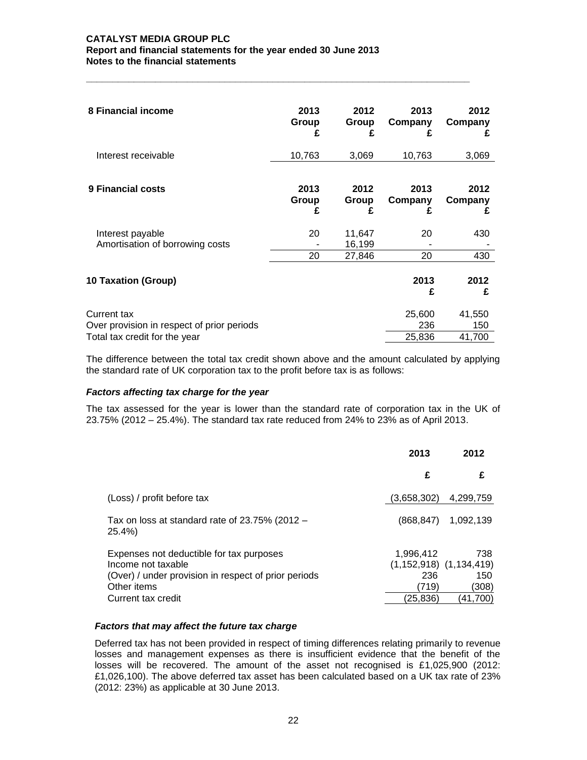## 8 Financial income

| | 2013 Group £ | 2012 Group £ | 2013 Company £ | 2012 Company £ |
|---|---|---|---|---|
| Interest receivable | 10,763 | 3,069 | 10,763 | 3,069 |

## 9 Financial costs

| | 2013 Group £ | 2012 Group £ | 2013 Company £ | 2012 Company £ |
|---|---|---|---|---|
| Interest payable | 20 | 11,647 | 20 | 430 |
| Amortisation of borrowing costs | - | 16,199 | - | - |
| | 20 | 27,846 | 20 | 430 |

## 10 Taxation (Group)

| | 2013 £ | 2012 £ |
|---|---|---|
| Current tax | 25,600 | 41,550 |
| Over provision in respect of prior periods | 236 | 150 |
| Total tax credit for the year | 25,836 | 41,700 |

The difference between the total tax credit shown above and the amount calculated by applying the standard rate of UK corporation tax to the profit before tax is as follows:

### *Factors affecting tax charge for the year*

The tax assessed for the year is lower than the standard rate of corporation tax in the UK of 23.75% (2012 – 25.4%). The standard tax rate reduced from 24% to 23% as of April 2013.

| | 2013 £ | 2012 £ |
|---|---|---|
| (Loss) / profit before tax | (3,658,302) | 4,299,759 |
| Tax on loss at standard rate of 23.75% (2012 – 25.4%) | (868,847) | 1,092,139 |
| Expenses not deductible for tax purposes | 1,996,412 | 738 |
| Income not taxable | (1,152,918) | (1,134,419) |
| (Over) / under provision in respect of prior periods | 236 | 150 |
| Other items | (719) | (308) |
| Current tax credit | (25,836) | (41,700) |

### *Factors that may affect the future tax charge*

Deferred tax has not been provided in respect of timing differences relating primarily to revenue losses and management expenses as there is insufficient evidence that the benefit of the losses will be recovered. The amount of the asset not recognised is £1,025,900 (2012: £1,026,100). The above deferred tax asset has been calculated based on a UK tax rate of 23% (2012: 23%) as applicable at 30 June 2013.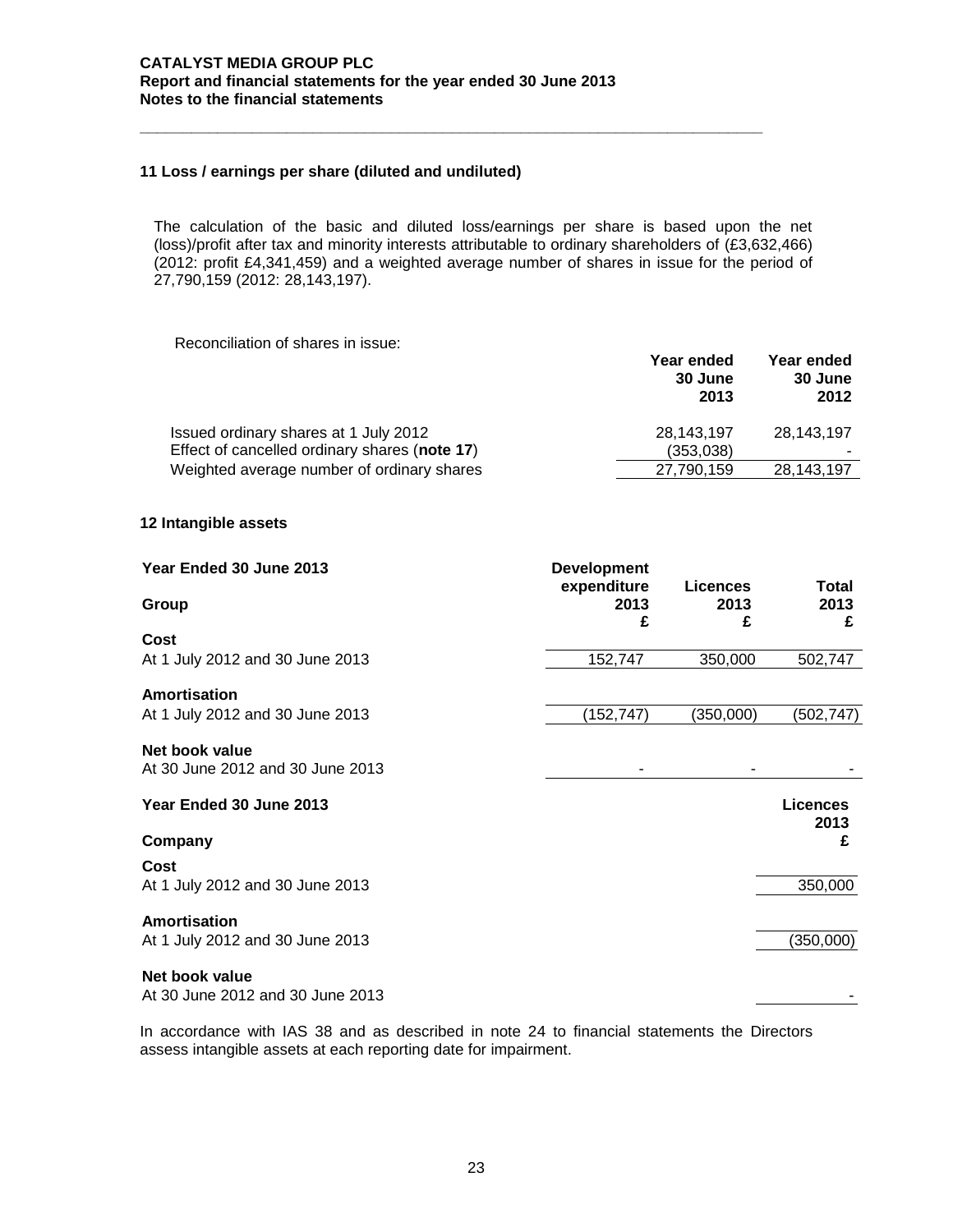### 11 Loss / earnings per share (diluted and undiluted)

The calculation of the basic and diluted loss/earnings per share is based upon the net (loss)/profit after tax and minority interests attributable to ordinary shareholders of (£3,632,466) (2012: profit £4,341,459) and a weighted average number of shares in issue for the period of 27,790,159 (2012: 28,143,197).

Reconciliation of shares in issue:

| | Year ended 30 June 2013 | Year ended 30 June 2012 |
|---|---|---|
| Issued ordinary shares at 1 July 2012 | 28,143,197 | 28,143,197 |
| Effect of cancelled ordinary shares (**note 17**) | (353,038) | - |
| Weighted average number of ordinary shares | 27,790,159 | 28,143,197 |

### 12 Intangible assets

| **Year Ended 30 June 2013** <br> **Group** | Development expenditure 2013 £ | Licences 2013 £ | Total 2013 £ |
|---|---|---|---|
| **Cost** | | | |
| At 1 July 2012 and 30 June 2013 | 152,747 | 350,000 | 502,747 |
| **Amortisation** | | | |
| At 1 July 2012 and 30 June 2013 | (152,747) | (350,000) | (502,747) |
| **Net book value** | | | |
| At 30 June 2012 and 30 June 2013 | - | - | - |

| **Year Ended 30 June 2013** <br> **Company** | Licences 2013 £ |
|---|---|
| **Cost** | |
| At 1 July 2012 and 30 June 2013 | 350,000 |
| **Amortisation** | |
| At 1 July 2012 and 30 June 2013 | (350,000) |
| **Net book value** | |
| At 30 June 2012 and 30 June 2013 | - |

In accordance with IAS 38 and as described in note 24 to financial statements the Directors assess intangible assets at each reporting date for impairment.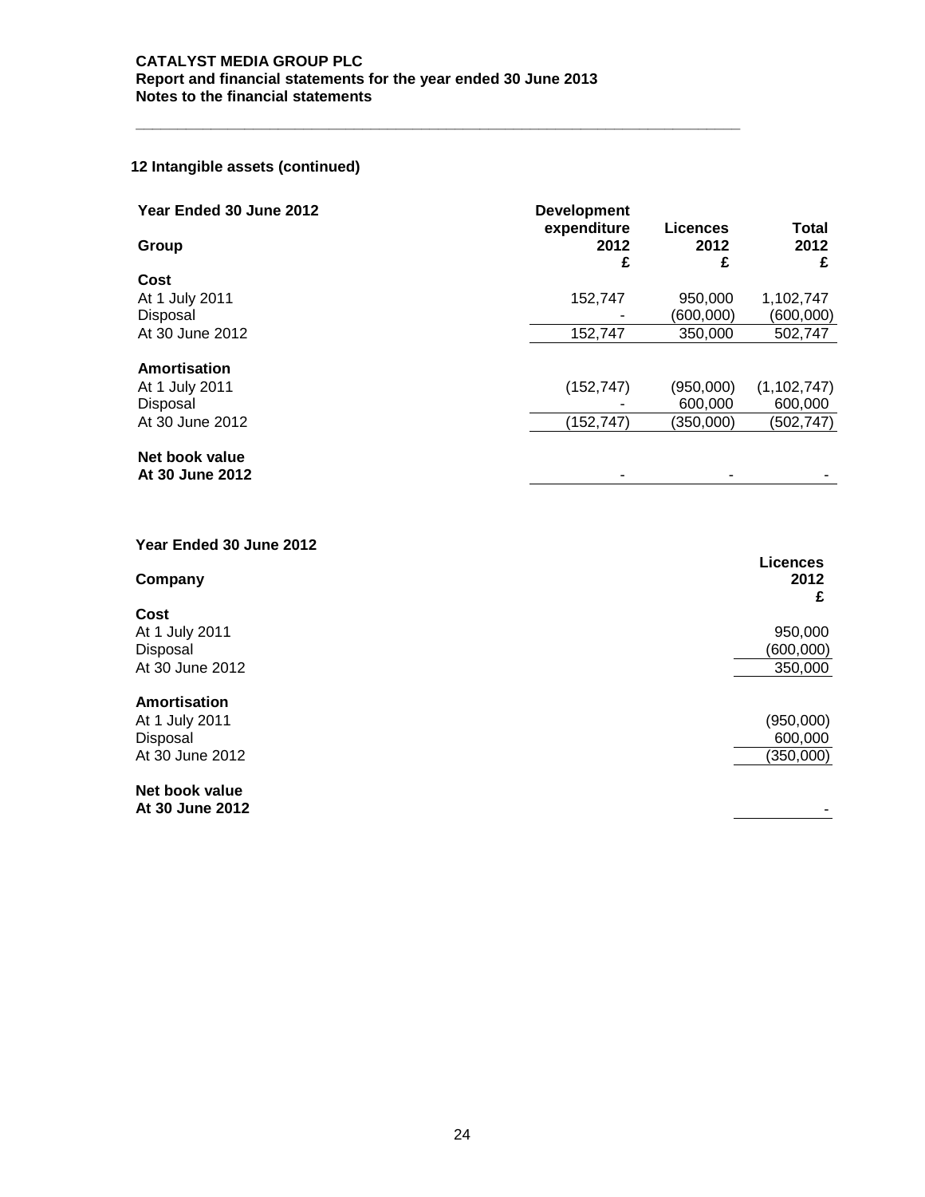## 12 Intangible assets (continued)

| Year Ended 30 June 2012 | Development expenditure | Licences | Total |
|---|---|---|---|
| **Group** | **2012** | **2012** | **2012** |
| | **£** | **£** | **£** |
| **Cost** | | | |
| At 1 July 2011 | 152,747 | 950,000 | 1,102,747 |
| Disposal | - | (600,000) | (600,000) |
| At 30 June 2012 | 152,747 | 350,000 | 502,747 |
| **Amortisation** | | | |
| At 1 July 2011 | (152,747) | (950,000) | (1,102,747) |
| Disposal | - | 600,000 | 600,000 |
| At 30 June 2012 | (152,747) | (350,000) | (502,747) |
| **Net book value** | | | |
| **At 30 June 2012** | - | - | - |

| Year Ended 30 June 2012 | Licences |
|---|---|
| **Company** | **2012** |
| | **£** |
| **Cost** | |
| At 1 July 2011 | 950,000 |
| Disposal | (600,000) |
| At 30 June 2012 | 350,000 |
| **Amortisation** | |
| At 1 July 2011 | (950,000) |
| Disposal | 600,000 |
| At 30 June 2012 | (350,000) |
| **Net book value** | |
| **At 30 June 2012** | - |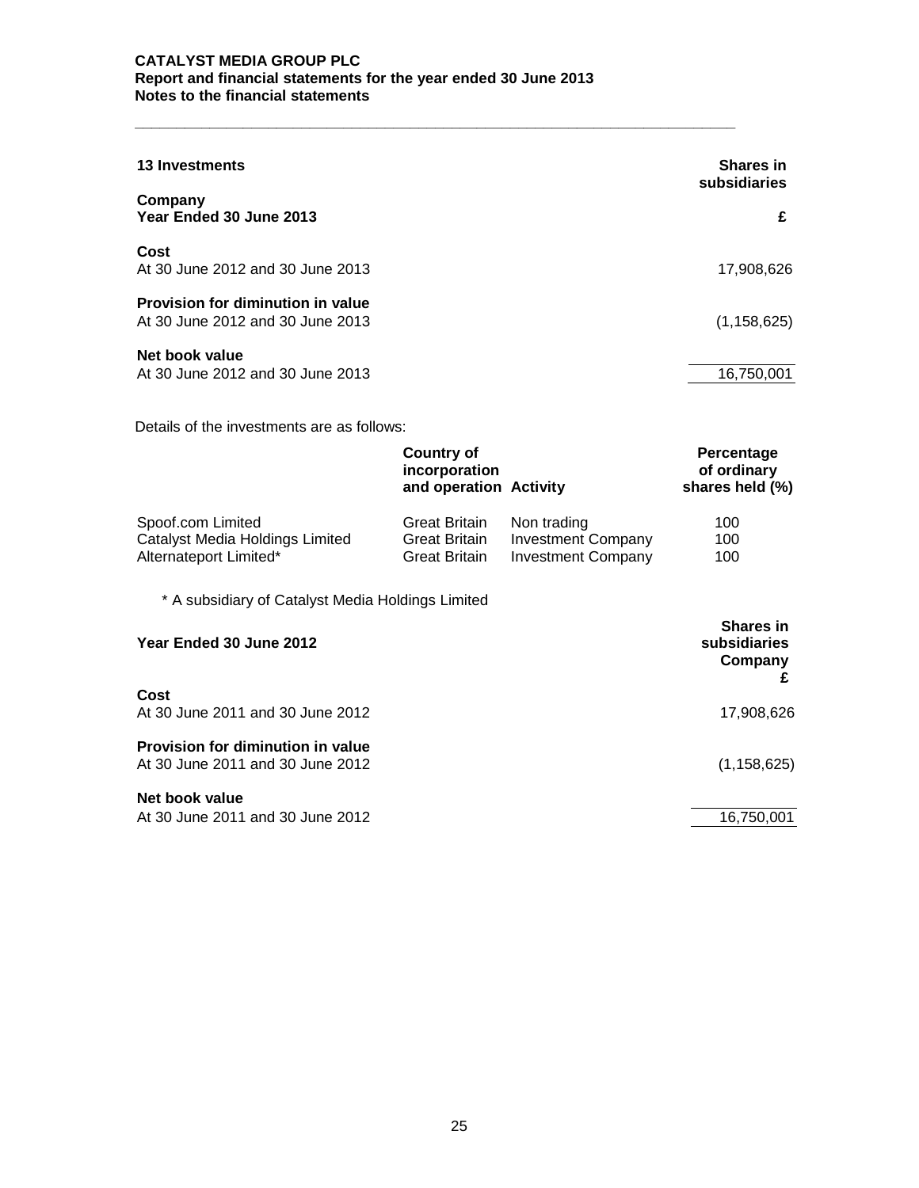## 13 Investments

| Company<br>Year Ended 30 June 2013 | Shares in subsidiaries<br>£ |
|---|---|
| **Cost** | |
| At 30 June 2012 and 30 June 2013 | 17,908,626 |
| **Provision for diminution in value** | |
| At 30 June 2012 and 30 June 2013 | (1,158,625) |
| **Net book value** | |
| At 30 June 2012 and 30 June 2013 | 16,750,001 |

Details of the investments are as follows:

| | Country of incorporation and operation | Activity | Percentage of ordinary shares held (%) |
|---|---|---|---|
| Spoof.com Limited | Great Britain | Non trading | 100 |
| Catalyst Media Holdings Limited | Great Britain | Investment Company | 100 |
| Alternateport Limited* | Great Britain | Investment Company | 100 |

\* A subsidiary of Catalyst Media Holdings Limited

| Year Ended 30 June 2012 | Shares in subsidiaries Company<br>£ |
|---|---|
| **Cost** | |
| At 30 June 2011 and 30 June 2012 | 17,908,626 |
| **Provision for diminution in value** | |
| At 30 June 2011 and 30 June 2012 | (1,158,625) |
| **Net book value** | |
| At 30 June 2011 and 30 June 2012 | 16,750,001 |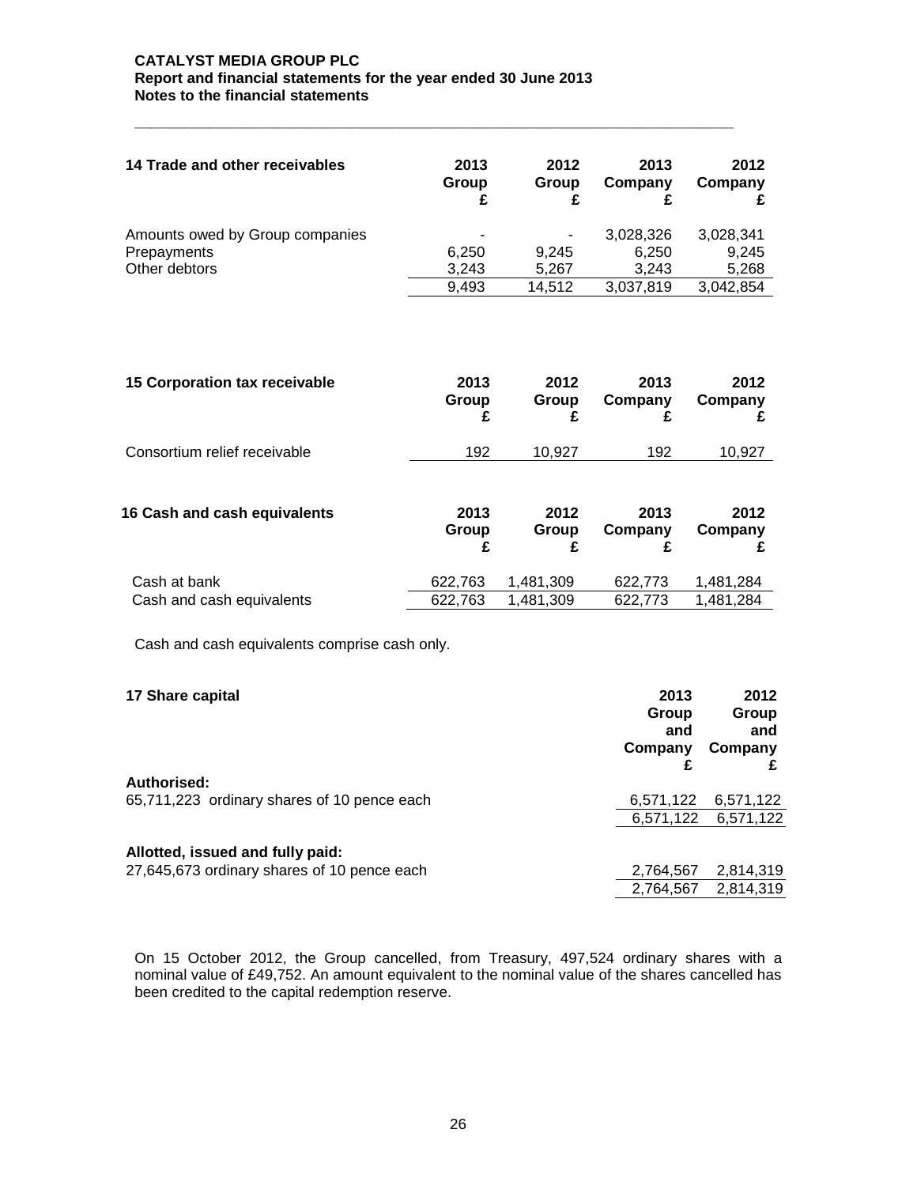| 14 Trade and other receivables | 2013 Group £ | 2012 Group £ | 2013 Company £ | 2012 Company £ |
|---|---|---|---|---|
| Amounts owed by Group companies | - | - | 3,028,326 | 3,028,341 |
| Prepayments | 6,250 | 9,245 | 6,250 | 9,245 |
| Other debtors | 3,243 | 5,267 | 3,243 | 5,268 |
| | 9,493 | 14,512 | 3,037,819 | 3,042,854 |

| 15 Corporation tax receivable | 2013 Group £ | 2012 Group £ | 2013 Company £ | 2012 Company £ |
|---|---|---|---|---|
| Consortium relief receivable | 192 | 10,927 | 192 | 10,927 |

| 16 Cash and cash equivalents | 2013 Group £ | 2012 Group £ | 2013 Company £ | 2012 Company £ |
|---|---|---|---|---|
| Cash at bank | 622,763 | 1,481,309 | 622,773 | 1,481,284 |
| Cash and cash equivalents | 622,763 | 1,481,309 | 622,773 | 1,481,284 |

Cash and cash equivalents comprise cash only.

| 17 Share capital | 2013 Group and Company £ | 2012 Group and Company £ |
|---|---|---|
| **Authorised:** | | |
| 65,711,223 ordinary shares of 10 pence each | 6,571,122 | 6,571,122 |
| | 6,571,122 | 6,571,122 |
| **Allotted, issued and fully paid:** | | |
| 27,645,673 ordinary shares of 10 pence each | 2,764,567 | 2,814,319 |
| | 2,764,567 | 2,814,319 |

On 15 October 2012, the Group cancelled, from Treasury, 497,524 ordinary shares with a nominal value of £49,752. An amount equivalent to the nominal value of the shares cancelled has been credited to the capital redemption reserve.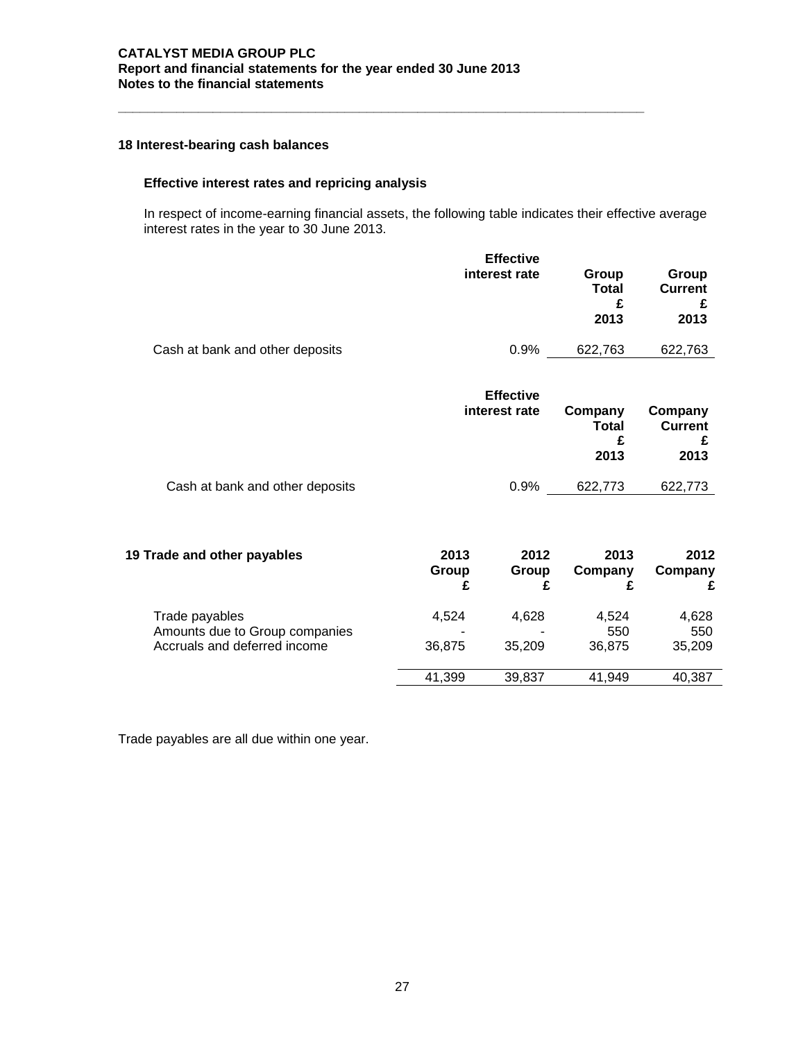## 18 Interest-bearing cash balances

### Effective interest rates and repricing analysis

In respect of income-earning financial assets, the following table indicates their effective average interest rates in the year to 30 June 2013.

| | Effective interest rate | Group Total £ 2013 | Group Current £ 2013 |
|---|---|---|---|
| Cash at bank and other deposits | 0.9% | 622,763 | 622,763 |

| | Effective interest rate | Company Total £ 2013 | Company Current £ 2013 |
|---|---|---|---|
| Cash at bank and other deposits | 0.9% | 622,773 | 622,773 |

## 19 Trade and other payables

| | 2013 Group £ | 2012 Group £ | 2013 Company £ | 2012 Company £ |
|---|---|---|---|---|
| Trade payables | 4,524 | 4,628 | 4,524 | 4,628 |
| Amounts due to Group companies | - | - | 550 | 550 |
| Accruals and deferred income | 36,875 | 35,209 | 36,875 | 35,209 |
| | 41,399 | 39,837 | 41,949 | 40,387 |

Trade payables are all due within one year.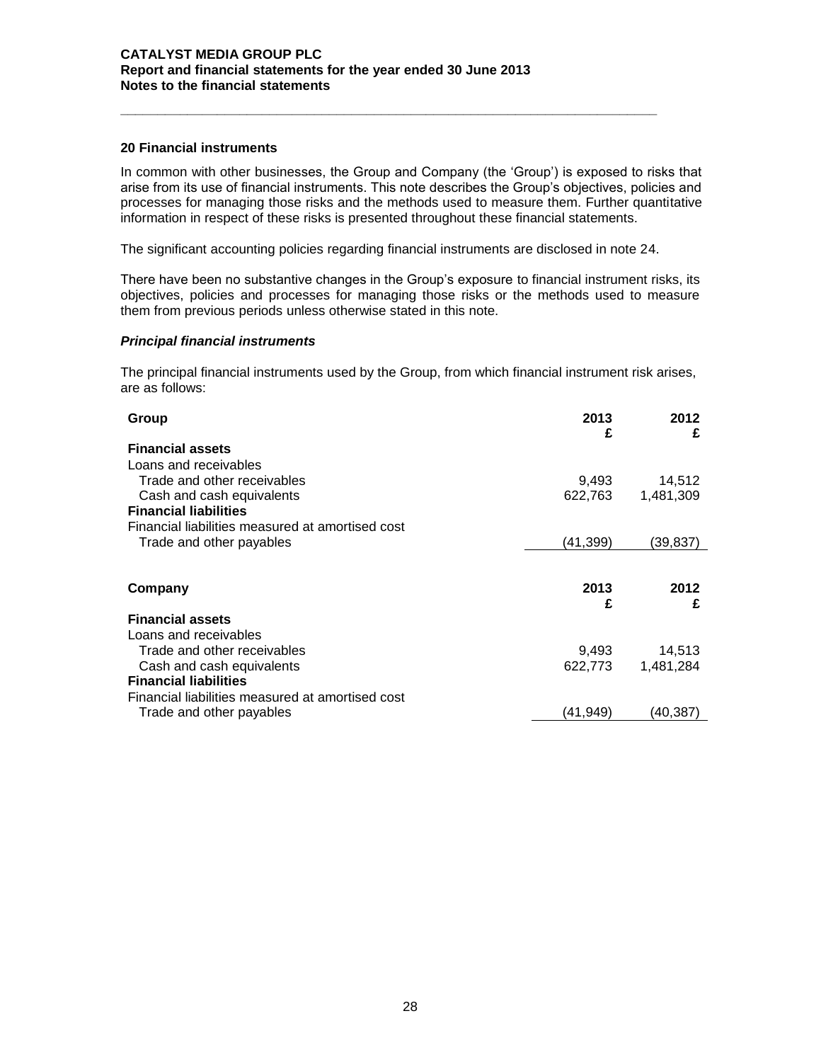## 20 Financial instruments

In common with other businesses, the Group and Company (the 'Group') is exposed to risks that arise from its use of financial instruments. This note describes the Group's objectives, policies and processes for managing those risks and the methods used to measure them. Further quantitative information in respect of these risks is presented throughout these financial statements.

The significant accounting policies regarding financial instruments are disclosed in note 24.

There have been no substantive changes in the Group's exposure to financial instrument risks, its objectives, policies and processes for managing those risks or the methods used to measure them from previous periods unless otherwise stated in this note.

### *Principal financial instruments*

The principal financial instruments used by the Group, from which financial instrument risk arises, are as follows:

| Group | 2013 £ | 2012 £ |
|---|---|---|
| **Financial assets** | | |
| Loans and receivables | | |
| Trade and other receivables | 9,493 | 14,512 |
| Cash and cash equivalents | 622,763 | 1,481,309 |
| **Financial liabilities** | | |
| Financial liabilities measured at amortised cost | | |
| Trade and other payables | (41,399) | (39,837) |

| Company | 2013 £ | 2012 £ |
|---|---|---|
| **Financial assets** | | |
| Loans and receivables | | |
| Trade and other receivables | 9,493 | 14,513 |
| Cash and cash equivalents | 622,773 | 1,481,284 |
| **Financial liabilities** | | |
| Financial liabilities measured at amortised cost | | |
| Trade and other payables | (41,949) | (40,387) |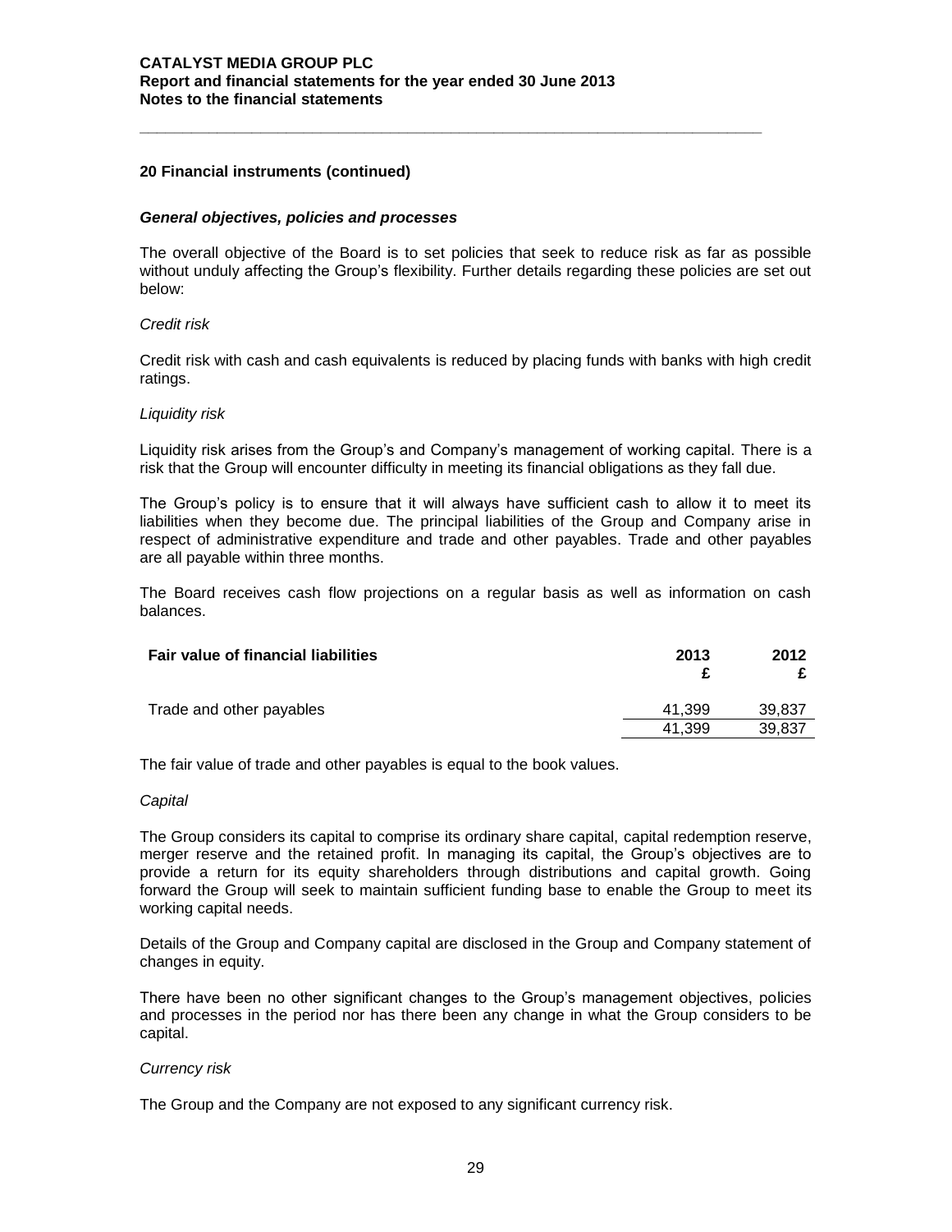## 20 Financial instruments (continued)

### *General objectives, policies and processes*

The overall objective of the Board is to set policies that seek to reduce risk as far as possible without unduly affecting the Group's flexibility. Further details regarding these policies are set out below:

*Credit risk*

Credit risk with cash and cash equivalents is reduced by placing funds with banks with high credit ratings.

*Liquidity risk*

Liquidity risk arises from the Group's and Company's management of working capital. There is a risk that the Group will encounter difficulty in meeting its financial obligations as they fall due.

The Group's policy is to ensure that it will always have sufficient cash to allow it to meet its liabilities when they become due. The principal liabilities of the Group and Company arise in respect of administrative expenditure and trade and other payables. Trade and other payables are all payable within three months.

The Board receives cash flow projections on a regular basis as well as information on cash balances.

| **Fair value of financial liabilities** | **2013 £** | **2012 £** |
|---|---|---|
| Trade and other payables | 41,399 | 39,837 |
| | 41,399 | 39,837 |

The fair value of trade and other payables is equal to the book values.

*Capital*

The Group considers its capital to comprise its ordinary share capital, capital redemption reserve, merger reserve and the retained profit. In managing its capital, the Group's objectives are to provide a return for its equity shareholders through distributions and capital growth. Going forward the Group will seek to maintain sufficient funding base to enable the Group to meet its working capital needs.

Details of the Group and Company capital are disclosed in the Group and Company statement of changes in equity.

There have been no other significant changes to the Group's management objectives, policies and processes in the period nor has there been any change in what the Group considers to be capital.

*Currency risk*

The Group and the Company are not exposed to any significant currency risk.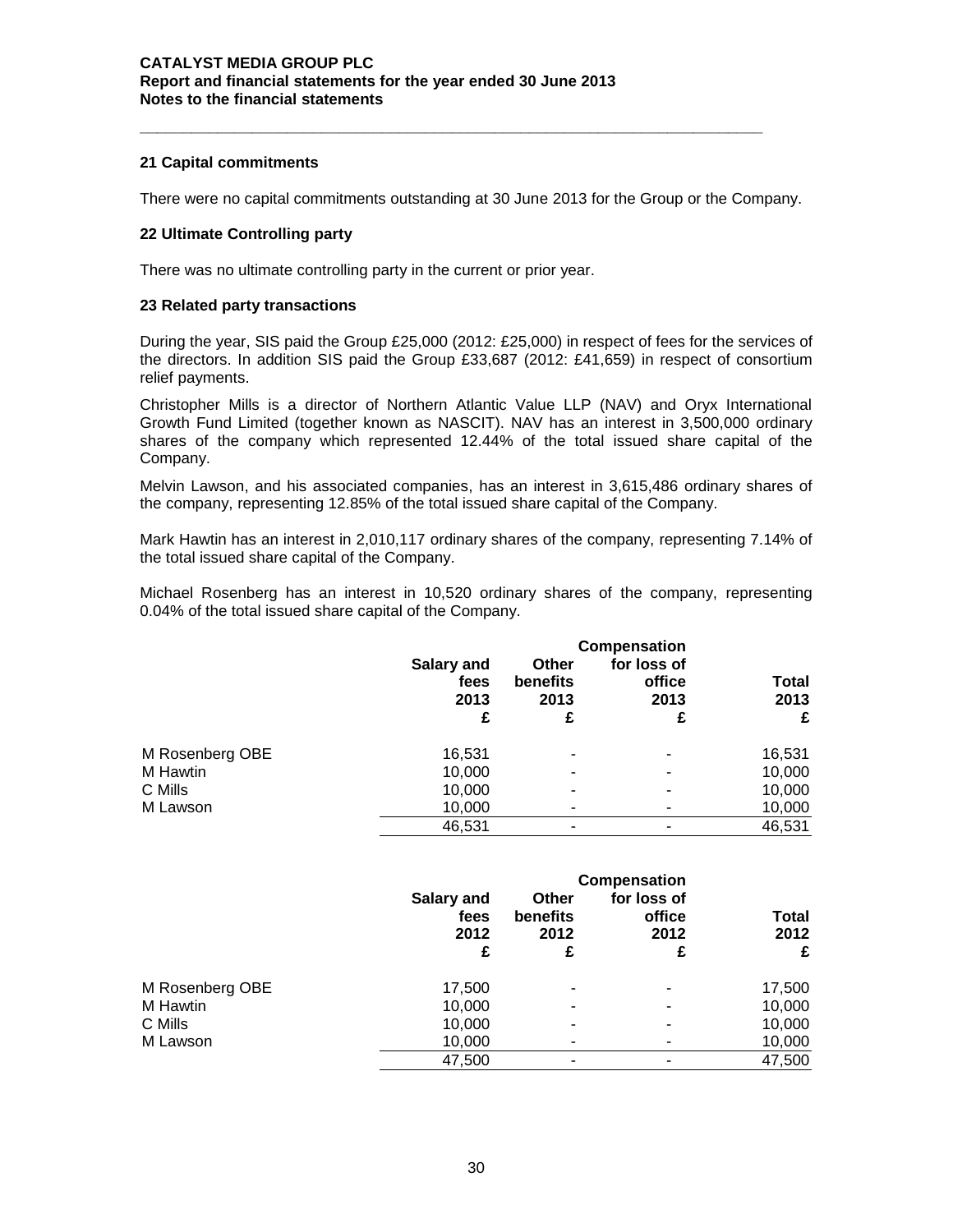## 21 Capital commitments

There were no capital commitments outstanding at 30 June 2013 for the Group or the Company.

## 22 Ultimate Controlling party

There was no ultimate controlling party in the current or prior year.

## 23 Related party transactions

During the year, SIS paid the Group £25,000 (2012: £25,000) in respect of fees for the services of the directors. In addition SIS paid the Group £33,687 (2012: £41,659) in respect of consortium relief payments.

Christopher Mills is a director of Northern Atlantic Value LLP (NAV) and Oryx International Growth Fund Limited (together known as NASCIT). NAV has an interest in 3,500,000 ordinary shares of the company which represented 12.44% of the total issued share capital of the Company.

Melvin Lawson, and his associated companies, has an interest in 3,615,486 ordinary shares of the company, representing 12.85% of the total issued share capital of the Company.

Mark Hawtin has an interest in 2,010,117 ordinary shares of the company, representing 7.14% of the total issued share capital of the Company.

Michael Rosenberg has an interest in 10,520 ordinary shares of the company, representing 0.04% of the total issued share capital of the Company.

| | Salary and fees 2013 £ | Other benefits 2013 £ | Compensation for loss of office 2013 £ | Total 2013 £ |
|---|---|---|---|---|
| M Rosenberg OBE | 16,531 | - | - | 16,531 |
| M Hawtin | 10,000 | - | - | 10,000 |
| C Mills | 10,000 | - | - | 10,000 |
| M Lawson | 10,000 | - | - | 10,000 |
| | 46,531 | - | - | 46,531 |

| | Salary and fees 2012 £ | Other benefits 2012 £ | Compensation for loss of office 2012 £ | Total 2012 £ |
|---|---|---|---|---|
| M Rosenberg OBE | 17,500 | - | - | 17,500 |
| M Hawtin | 10,000 | - | - | 10,000 |
| C Mills | 10,000 | - | - | 10,000 |
| M Lawson | 10,000 | - | - | 10,000 |
| | 47,500 | - | - | 47,500 |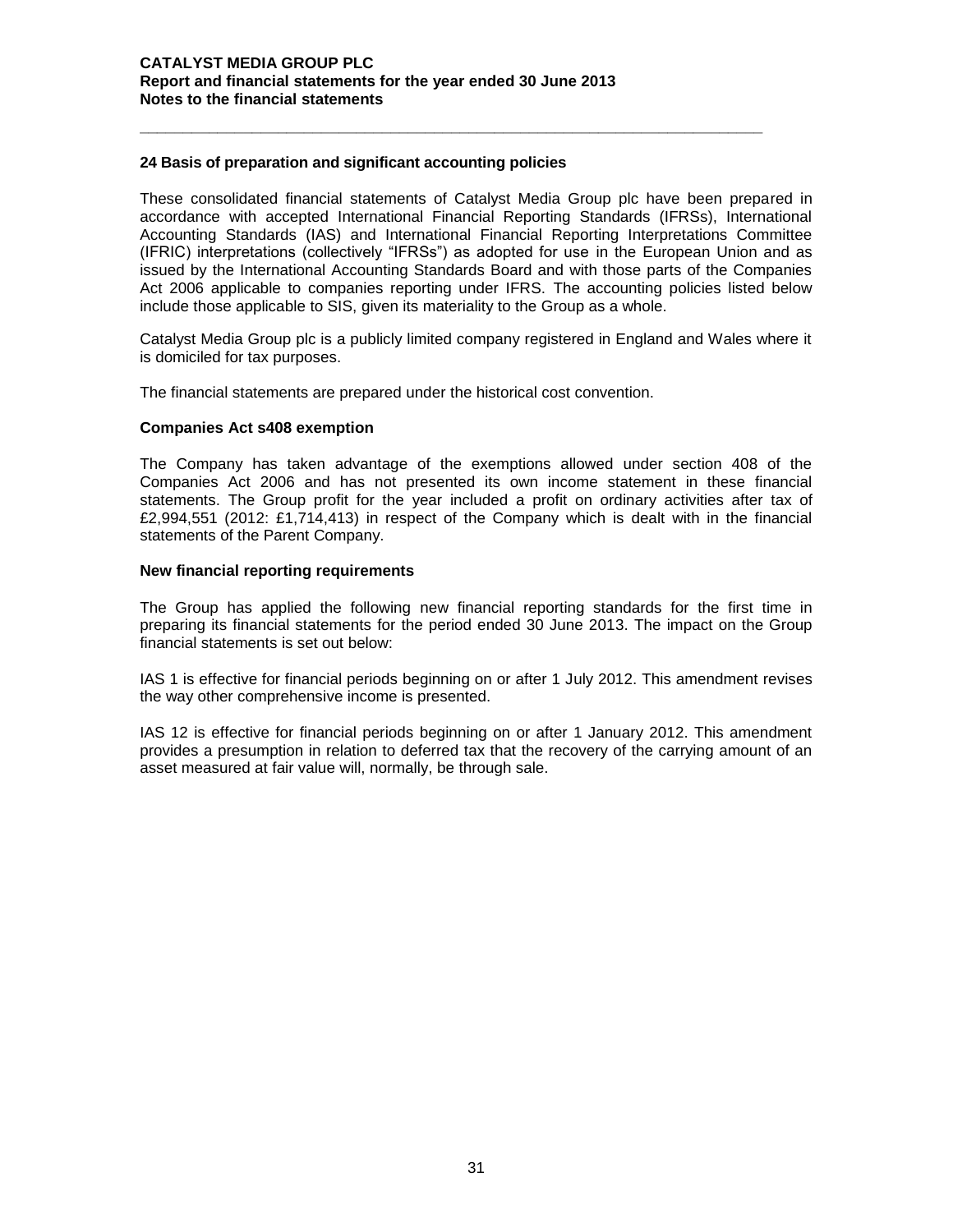## 24 Basis of preparation and significant accounting policies

These consolidated financial statements of Catalyst Media Group plc have been prepared in accordance with accepted International Financial Reporting Standards (IFRSs), International Accounting Standards (IAS) and International Financial Reporting Interpretations Committee (IFRIC) interpretations (collectively "IFRSs") as adopted for use in the European Union and as issued by the International Accounting Standards Board and with those parts of the Companies Act 2006 applicable to companies reporting under IFRS. The accounting policies listed below include those applicable to SIS, given its materiality to the Group as a whole.

Catalyst Media Group plc is a publicly limited company registered in England and Wales where it is domiciled for tax purposes.

The financial statements are prepared under the historical cost convention.

### Companies Act s408 exemption

The Company has taken advantage of the exemptions allowed under section 408 of the Companies Act 2006 and has not presented its own income statement in these financial statements. The Group profit for the year included a profit on ordinary activities after tax of £2,994,551 (2012: £1,714,413) in respect of the Company which is dealt with in the financial statements of the Parent Company.

### New financial reporting requirements

The Group has applied the following new financial reporting standards for the first time in preparing its financial statements for the period ended 30 June 2013. The impact on the Group financial statements is set out below:

IAS 1 is effective for financial periods beginning on or after 1 July 2012. This amendment revises the way other comprehensive income is presented.

IAS 12 is effective for financial periods beginning on or after 1 January 2012. This amendment provides a presumption in relation to deferred tax that the recovery of the carrying amount of an asset measured at fair value will, normally, be through sale.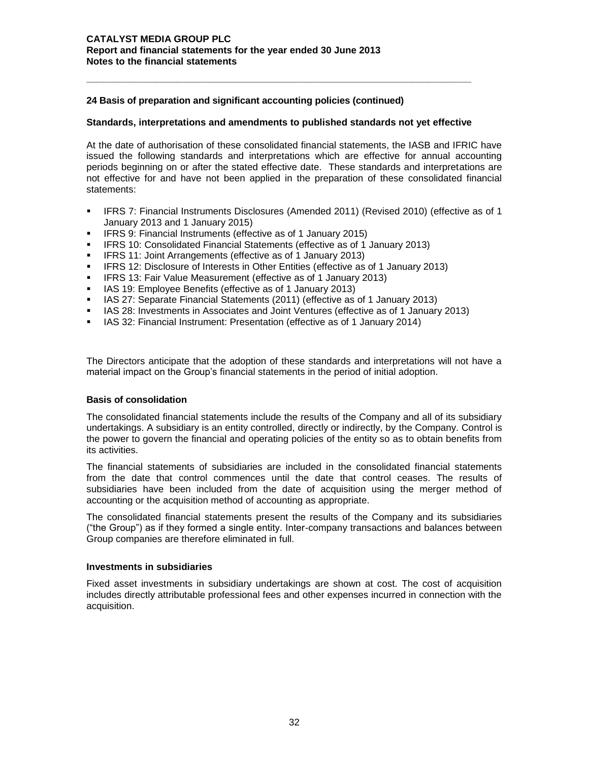## 24 Basis of preparation and significant accounting policies (continued)

### Standards, interpretations and amendments to published standards not yet effective

At the date of authorisation of these consolidated financial statements, the IASB and IFRIC have issued the following standards and interpretations which are effective for annual accounting periods beginning on or after the stated effective date. These standards and interpretations are not effective for and have not been applied in the preparation of these consolidated financial statements:

- IFRS 7: Financial Instruments Disclosures (Amended 2011) (Revised 2010) (effective as of 1 January 2013 and 1 January 2015)
- IFRS 9: Financial Instruments (effective as of 1 January 2015)
- IFRS 10: Consolidated Financial Statements (effective as of 1 January 2013)
- IFRS 11: Joint Arrangements (effective as of 1 January 2013)
- IFRS 12: Disclosure of Interests in Other Entities (effective as of 1 January 2013)
- IFRS 13: Fair Value Measurement (effective as of 1 January 2013)
- IAS 19: Employee Benefits (effective as of 1 January 2013)
- IAS 27: Separate Financial Statements (2011) (effective as of 1 January 2013)
- IAS 28: Investments in Associates and Joint Ventures (effective as of 1 January 2013)
- IAS 32: Financial Instrument: Presentation (effective as of 1 January 2014)

The Directors anticipate that the adoption of these standards and interpretations will not have a material impact on the Group's financial statements in the period of initial adoption.

### Basis of consolidation

The consolidated financial statements include the results of the Company and all of its subsidiary undertakings. A subsidiary is an entity controlled, directly or indirectly, by the Company. Control is the power to govern the financial and operating policies of the entity so as to obtain benefits from its activities.

The financial statements of subsidiaries are included in the consolidated financial statements from the date that control commences until the date that control ceases. The results of subsidiaries have been included from the date of acquisition using the merger method of accounting or the acquisition method of accounting as appropriate.

The consolidated financial statements present the results of the Company and its subsidiaries ("the Group") as if they formed a single entity. Inter-company transactions and balances between Group companies are therefore eliminated in full.

### Investments in subsidiaries

Fixed asset investments in subsidiary undertakings are shown at cost. The cost of acquisition includes directly attributable professional fees and other expenses incurred in connection with the acquisition.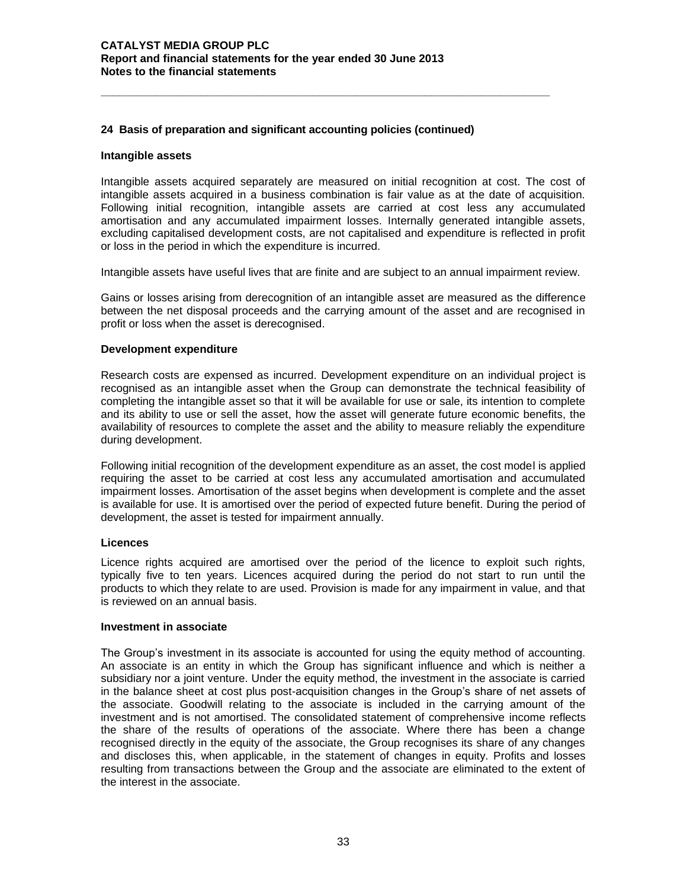## 24 Basis of preparation and significant accounting policies (continued)

### Intangible assets

Intangible assets acquired separately are measured on initial recognition at cost. The cost of intangible assets acquired in a business combination is fair value as at the date of acquisition. Following initial recognition, intangible assets are carried at cost less any accumulated amortisation and any accumulated impairment losses. Internally generated intangible assets, excluding capitalised development costs, are not capitalised and expenditure is reflected in profit or loss in the period in which the expenditure is incurred.

Intangible assets have useful lives that are finite and are subject to an annual impairment review.

Gains or losses arising from derecognition of an intangible asset are measured as the difference between the net disposal proceeds and the carrying amount of the asset and are recognised in profit or loss when the asset is derecognised.

### Development expenditure

Research costs are expensed as incurred. Development expenditure on an individual project is recognised as an intangible asset when the Group can demonstrate the technical feasibility of completing the intangible asset so that it will be available for use or sale, its intention to complete and its ability to use or sell the asset, how the asset will generate future economic benefits, the availability of resources to complete the asset and the ability to measure reliably the expenditure during development.

Following initial recognition of the development expenditure as an asset, the cost model is applied requiring the asset to be carried at cost less any accumulated amortisation and accumulated impairment losses. Amortisation of the asset begins when development is complete and the asset is available for use. It is amortised over the period of expected future benefit. During the period of development, the asset is tested for impairment annually.

### Licences

Licence rights acquired are amortised over the period of the licence to exploit such rights, typically five to ten years. Licences acquired during the period do not start to run until the products to which they relate to are used. Provision is made for any impairment in value, and that is reviewed on an annual basis.

### Investment in associate

The Group's investment in its associate is accounted for using the equity method of accounting. An associate is an entity in which the Group has significant influence and which is neither a subsidiary nor a joint venture. Under the equity method, the investment in the associate is carried in the balance sheet at cost plus post-acquisition changes in the Group's share of net assets of the associate. Goodwill relating to the associate is included in the carrying amount of the investment and is not amortised. The consolidated statement of comprehensive income reflects the share of the results of operations of the associate. Where there has been a change recognised directly in the equity of the associate, the Group recognises its share of any changes and discloses this, when applicable, in the statement of changes in equity. Profits and losses resulting from transactions between the Group and the associate are eliminated to the extent of the interest in the associate.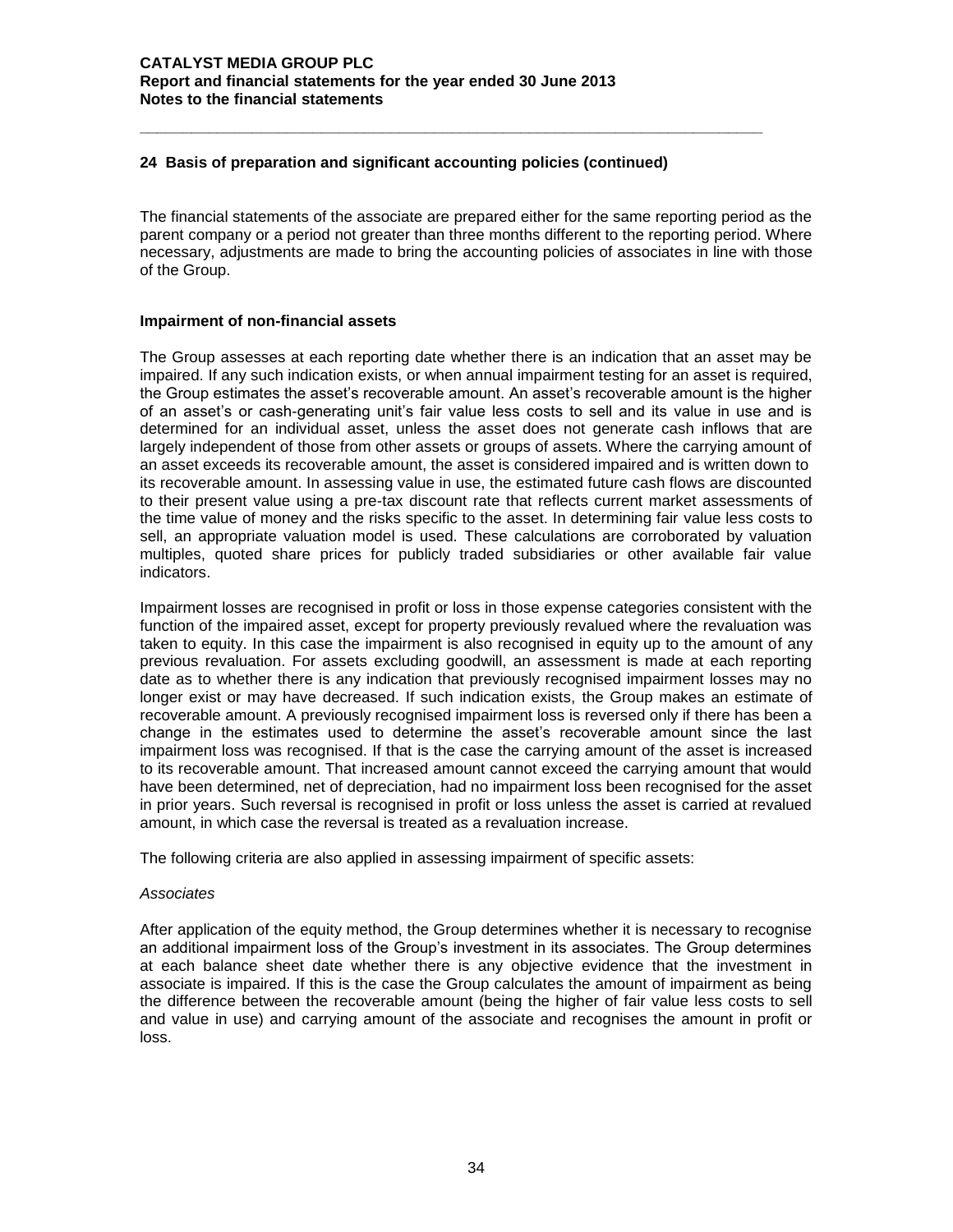## 24 Basis of preparation and significant accounting policies (continued)

The financial statements of the associate are prepared either for the same reporting period as the parent company or a period not greater than three months different to the reporting period. Where necessary, adjustments are made to bring the accounting policies of associates in line with those of the Group.

### Impairment of non-financial assets

The Group assesses at each reporting date whether there is an indication that an asset may be impaired. If any such indication exists, or when annual impairment testing for an asset is required, the Group estimates the asset's recoverable amount. An asset's recoverable amount is the higher of an asset's or cash-generating unit's fair value less costs to sell and its value in use and is determined for an individual asset, unless the asset does not generate cash inflows that are largely independent of those from other assets or groups of assets. Where the carrying amount of an asset exceeds its recoverable amount, the asset is considered impaired and is written down to its recoverable amount. In assessing value in use, the estimated future cash flows are discounted to their present value using a pre-tax discount rate that reflects current market assessments of the time value of money and the risks specific to the asset. In determining fair value less costs to sell, an appropriate valuation model is used. These calculations are corroborated by valuation multiples, quoted share prices for publicly traded subsidiaries or other available fair value indicators.

Impairment losses are recognised in profit or loss in those expense categories consistent with the function of the impaired asset, except for property previously revalued where the revaluation was taken to equity. In this case the impairment is also recognised in equity up to the amount of any previous revaluation. For assets excluding goodwill, an assessment is made at each reporting date as to whether there is any indication that previously recognised impairment losses may no longer exist or may have decreased. If such indication exists, the Group makes an estimate of recoverable amount. A previously recognised impairment loss is reversed only if there has been a change in the estimates used to determine the asset's recoverable amount since the last impairment loss was recognised. If that is the case the carrying amount of the asset is increased to its recoverable amount. That increased amount cannot exceed the carrying amount that would have been determined, net of depreciation, had no impairment loss been recognised for the asset in prior years. Such reversal is recognised in profit or loss unless the asset is carried at revalued amount, in which case the reversal is treated as a revaluation increase.

The following criteria are also applied in assessing impairment of specific assets:

*Associates*

After application of the equity method, the Group determines whether it is necessary to recognise an additional impairment loss of the Group's investment in its associates. The Group determines at each balance sheet date whether there is any objective evidence that the investment in associate is impaired. If this is the case the Group calculates the amount of impairment as being the difference between the recoverable amount (being the higher of fair value less costs to sell and value in use) and carrying amount of the associate and recognises the amount in profit or loss.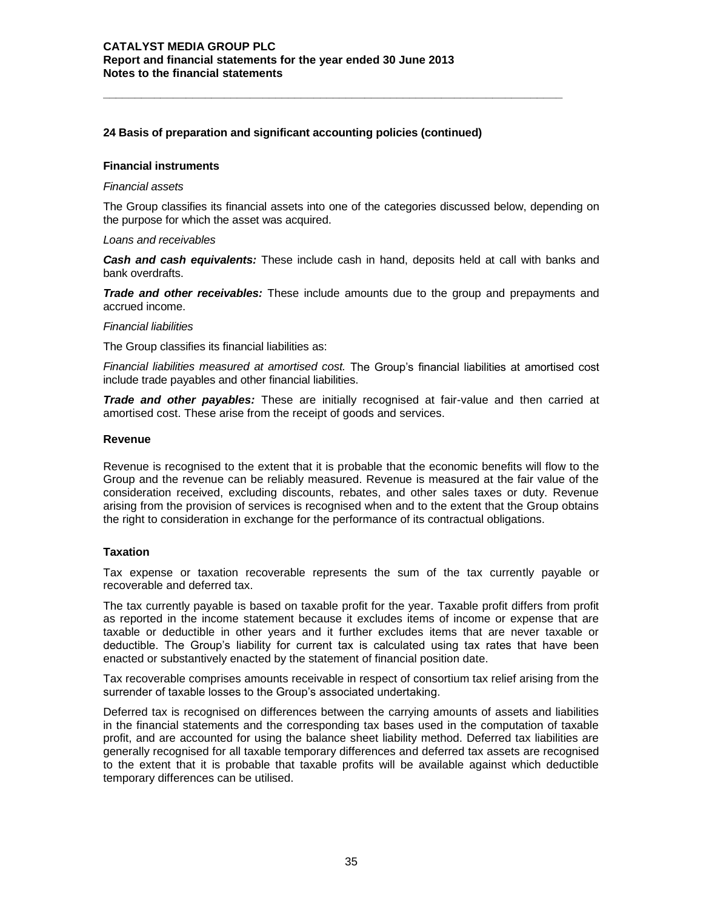## 24 Basis of preparation and significant accounting policies (continued)

### Financial instruments

*Financial assets*

The Group classifies its financial assets into one of the categories discussed below, depending on the purpose for which the asset was acquired.

*Loans and receivables*

***Cash and cash equivalents:*** These include cash in hand, deposits held at call with banks and bank overdrafts.

***Trade and other receivables:*** These include amounts due to the group and prepayments and accrued income.

*Financial liabilities*

The Group classifies its financial liabilities as:

*Financial liabilities measured at amortised cost.* The Group's financial liabilities at amortised cost include trade payables and other financial liabilities.

***Trade and other payables:*** These are initially recognised at fair-value and then carried at amortised cost. These arise from the receipt of goods and services.

### Revenue

Revenue is recognised to the extent that it is probable that the economic benefits will flow to the Group and the revenue can be reliably measured. Revenue is measured at the fair value of the consideration received, excluding discounts, rebates, and other sales taxes or duty. Revenue arising from the provision of services is recognised when and to the extent that the Group obtains the right to consideration in exchange for the performance of its contractual obligations.

### Taxation

Tax expense or taxation recoverable represents the sum of the tax currently payable or recoverable and deferred tax.

The tax currently payable is based on taxable profit for the year. Taxable profit differs from profit as reported in the income statement because it excludes items of income or expense that are taxable or deductible in other years and it further excludes items that are never taxable or deductible. The Group's liability for current tax is calculated using tax rates that have been enacted or substantively enacted by the statement of financial position date.

Tax recoverable comprises amounts receivable in respect of consortium tax relief arising from the surrender of taxable losses to the Group's associated undertaking.

Deferred tax is recognised on differences between the carrying amounts of assets and liabilities in the financial statements and the corresponding tax bases used in the computation of taxable profit, and are accounted for using the balance sheet liability method. Deferred tax liabilities are generally recognised for all taxable temporary differences and deferred tax assets are recognised to the extent that it is probable that taxable profits will be available against which deductible temporary differences can be utilised.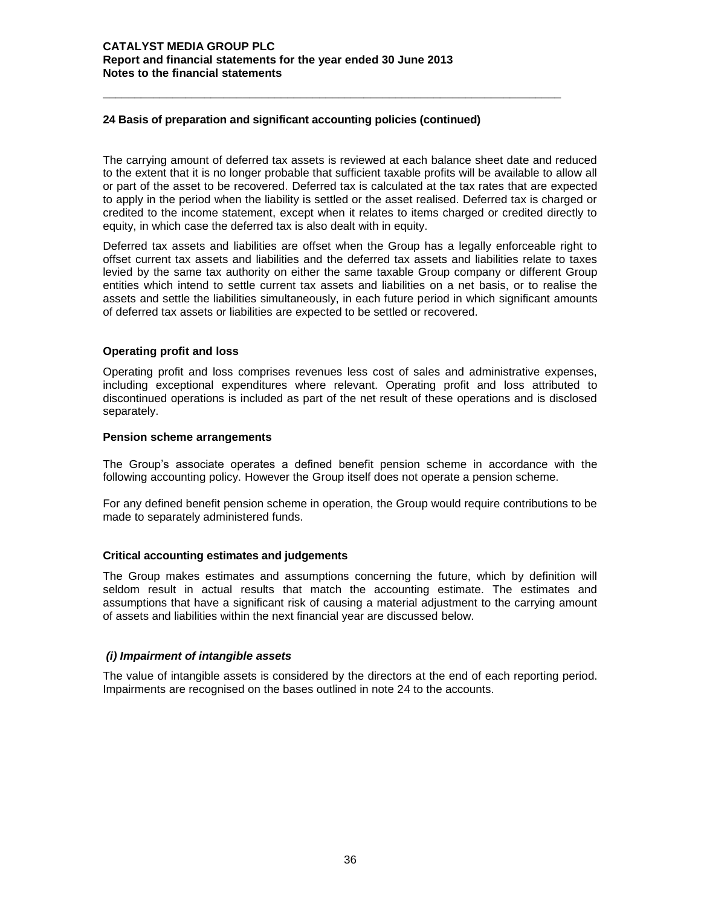## 24 Basis of preparation and significant accounting policies (continued)

The carrying amount of deferred tax assets is reviewed at each balance sheet date and reduced to the extent that it is no longer probable that sufficient taxable profits will be available to allow all or part of the asset to be recovered. Deferred tax is calculated at the tax rates that are expected to apply in the period when the liability is settled or the asset realised. Deferred tax is charged or credited to the income statement, except when it relates to items charged or credited directly to equity, in which case the deferred tax is also dealt with in equity.

Deferred tax assets and liabilities are offset when the Group has a legally enforceable right to offset current tax assets and liabilities and the deferred tax assets and liabilities relate to taxes levied by the same tax authority on either the same taxable Group company or different Group entities which intend to settle current tax assets and liabilities on a net basis, or to realise the assets and settle the liabilities simultaneously, in each future period in which significant amounts of deferred tax assets or liabilities are expected to be settled or recovered.

### Operating profit and loss

Operating profit and loss comprises revenues less cost of sales and administrative expenses, including exceptional expenditures where relevant. Operating profit and loss attributed to discontinued operations is included as part of the net result of these operations and is disclosed separately.

### Pension scheme arrangements

The Group's associate operates a defined benefit pension scheme in accordance with the following accounting policy. However the Group itself does not operate a pension scheme.

For any defined benefit pension scheme in operation, the Group would require contributions to be made to separately administered funds.

### Critical accounting estimates and judgements

The Group makes estimates and assumptions concerning the future, which by definition will seldom result in actual results that match the accounting estimate. The estimates and assumptions that have a significant risk of causing a material adjustment to the carrying amount of assets and liabilities within the next financial year are discussed below.

#### *(i) Impairment of intangible assets*

The value of intangible assets is considered by the directors at the end of each reporting period. Impairments are recognised on the bases outlined in note 24 to the accounts.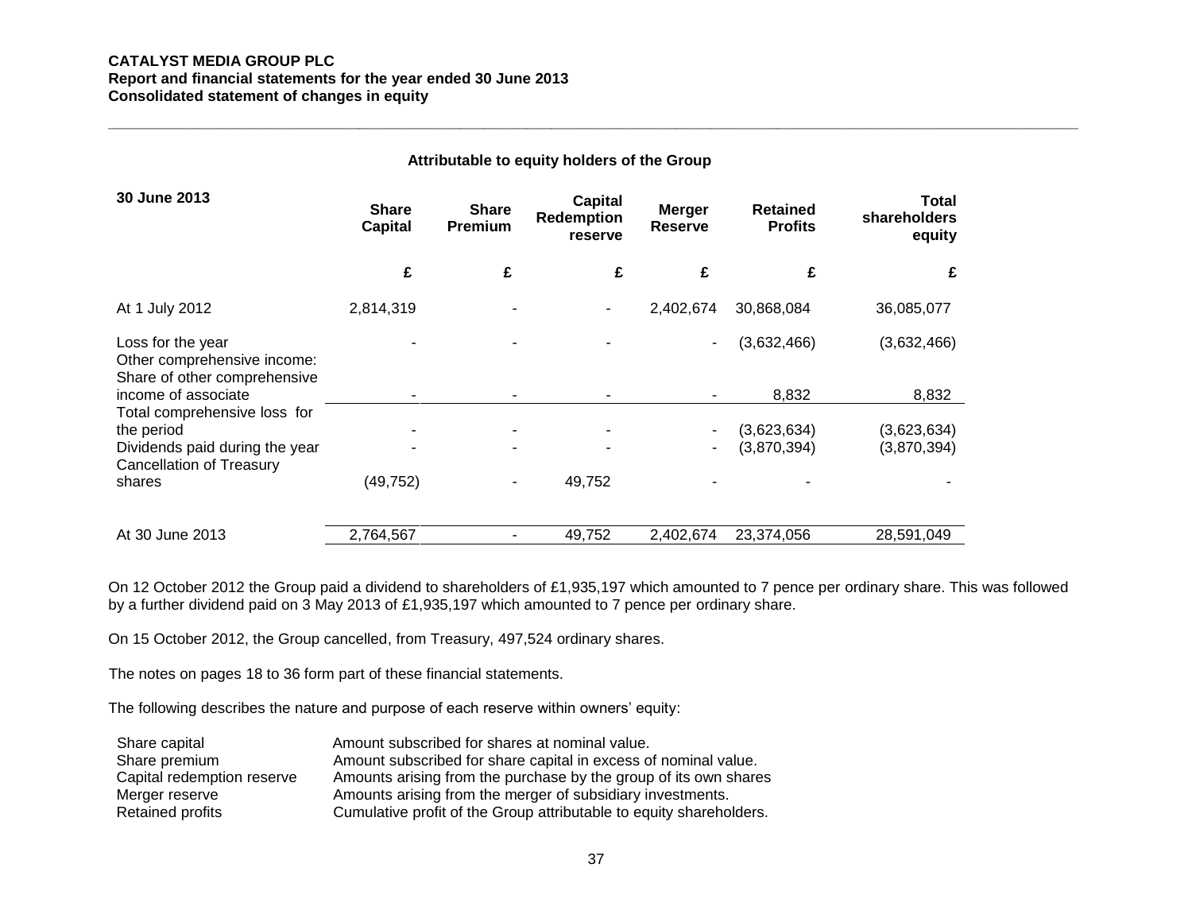**CATALYST MEDIA GROUP PLC**
**Report and financial statements for the year ended 30 June 2013**
**Consolidated statement of changes in equity**

| | Attributable to equity holders of the Group | | | | | |
|---|---|---|---|---|---|---|
| **30 June 2013** | **Share Capital** | **Share Premium** | **Capital Redemption reserve** | **Merger Reserve** | **Retained Profits** | **Total shareholders equity** |
| | **£** | **£** | **£** | **£** | **£** | **£** |
| At 1 July 2012 | 2,814,319 | - | - | 2,402,674 | 30,868,084 | 36,085,077 |
| Loss for the year | - | - | - | - | (3,632,466) | (3,632,466) |
| Other comprehensive income: Share of other comprehensive income of associate | - | - | - | - | 8,832 | 8,832 |
| Total comprehensive loss for the period | - | - | - | - | (3,623,634) | (3,623,634) |
| Dividends paid during the year | - | - | - | - | (3,870,394) | (3,870,394) |
| Cancellation of Treasury shares | (49,752) | - | 49,752 | - | - | - |
| At 30 June 2013 | 2,764,567 | - | 49,752 | 2,402,674 | 23,374,056 | 28,591,049 |

On 12 October 2012 the Group paid a dividend to shareholders of £1,935,197 which amounted to 7 pence per ordinary share. This was followed by a further dividend paid on 3 May 2013 of £1,935,197 which amounted to 7 pence per ordinary share.

On 15 October 2012, the Group cancelled, from Treasury, 497,524 ordinary shares.

The notes on pages 18 to 36 form part of these financial statements.

The following describes the nature and purpose of each reserve within owners' equity:

| | |
|---|---|
| Share capital | Amount subscribed for shares at nominal value. |
| Share premium | Amount subscribed for share capital in excess of nominal value. |
| Capital redemption reserve | Amounts arising from the purchase by the group of its own shares |
| Merger reserve | Amounts arising from the merger of subsidiary investments. |
| Retained profits | Cumulative profit of the Group attributable to equity shareholders. |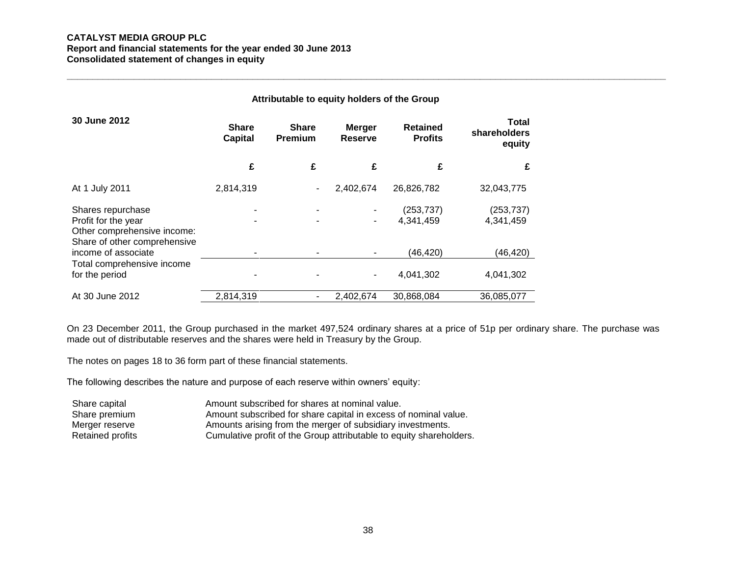**CATALYST MEDIA GROUP PLC**
**Report and financial statements for the year ended 30 June 2013**
**Consolidated statement of changes in equity**

**Attributable to equity holders of the Group**

| 30 June 2012 | Share Capital | Share Premium | Merger Reserve | Retained Profits | Total shareholders equity |
|---|---|---|---|---|---|
| | £ | £ | £ | £ | £ |
| At 1 July 2011 | 2,814,319 | - | 2,402,674 | 26,826,782 | 32,043,775 |
| Shares repurchase | - | - | - | (253,737) | (253,737) |
| Profit for the year | - | - | - | 4,341,459 | 4,341,459 |
| Other comprehensive income: | | | | | |
| Share of other comprehensive income of associate | - | - | - | (46,420) | (46,420) |
| Total comprehensive income for the period | - | - | - | 4,041,302 | 4,041,302 |
| At 30 June 2012 | 2,814,319 | - | 2,402,674 | 30,868,084 | 36,085,077 |

On 23 December 2011, the Group purchased in the market 497,524 ordinary shares at a price of 51p per ordinary share. The purchase was made out of distributable reserves and the shares were held in Treasury by the Group.

The notes on pages 18 to 36 form part of these financial statements.

The following describes the nature and purpose of each reserve within owners' equity:

| | |
|---|---|
| Share capital | Amount subscribed for shares at nominal value. |
| Share premium | Amount subscribed for share capital in excess of nominal value. |
| Merger reserve | Amounts arising from the merger of subsidiary investments. |
| Retained profits | Cumulative profit of the Group attributable to equity shareholders. |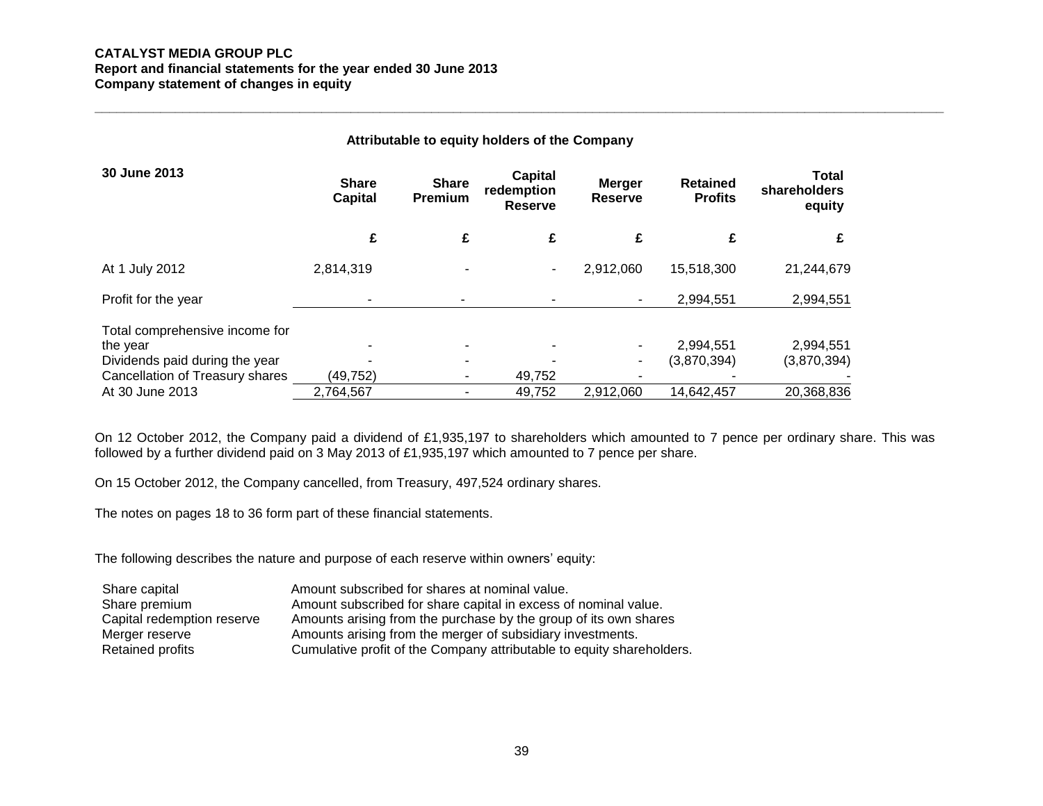**CATALYST MEDIA GROUP PLC**
**Report and financial statements for the year ended 30 June 2013**
**Company statement of changes in equity**

**Attributable to equity holders of the Company**

| 30 June 2013 | Share Capital | Share Premium | Capital redemption Reserve | Merger Reserve | Retained Profits | Total shareholders equity |
|---|---|---|---|---|---|---|
| | £ | £ | £ | £ | £ | £ |
| At 1 July 2012 | 2,814,319 | - | - | 2,912,060 | 15,518,300 | 21,244,679 |
| Profit for the year | - | - | - | - | 2,994,551 | 2,994,551 |
| Total comprehensive income for the year | - | - | - | - | 2,994,551 | 2,994,551 |
| Dividends paid during the year | - | - | - | - | (3,870,394) | (3,870,394) |
| Cancellation of Treasury shares | (49,752) | - | 49,752 | - | - | - |
| At 30 June 2013 | 2,764,567 | - | 49,752 | 2,912,060 | 14,642,457 | 20,368,836 |

On 12 October 2012, the Company paid a dividend of £1,935,197 to shareholders which amounted to 7 pence per ordinary share. This was followed by a further dividend paid on 3 May 2013 of £1,935,197 which amounted to 7 pence per share.

On 15 October 2012, the Company cancelled, from Treasury, 497,524 ordinary shares.

The notes on pages 18 to 36 form part of these financial statements.

The following describes the nature and purpose of each reserve within owners' equity:

| | |
|---|---|
| Share capital | Amount subscribed for shares at nominal value. |
| Share premium | Amount subscribed for share capital in excess of nominal value. |
| Capital redemption reserve | Amounts arising from the purchase by the group of its own shares |
| Merger reserve | Amounts arising from the merger of subsidiary investments. |
| Retained profits | Cumulative profit of the Company attributable to equity shareholders. |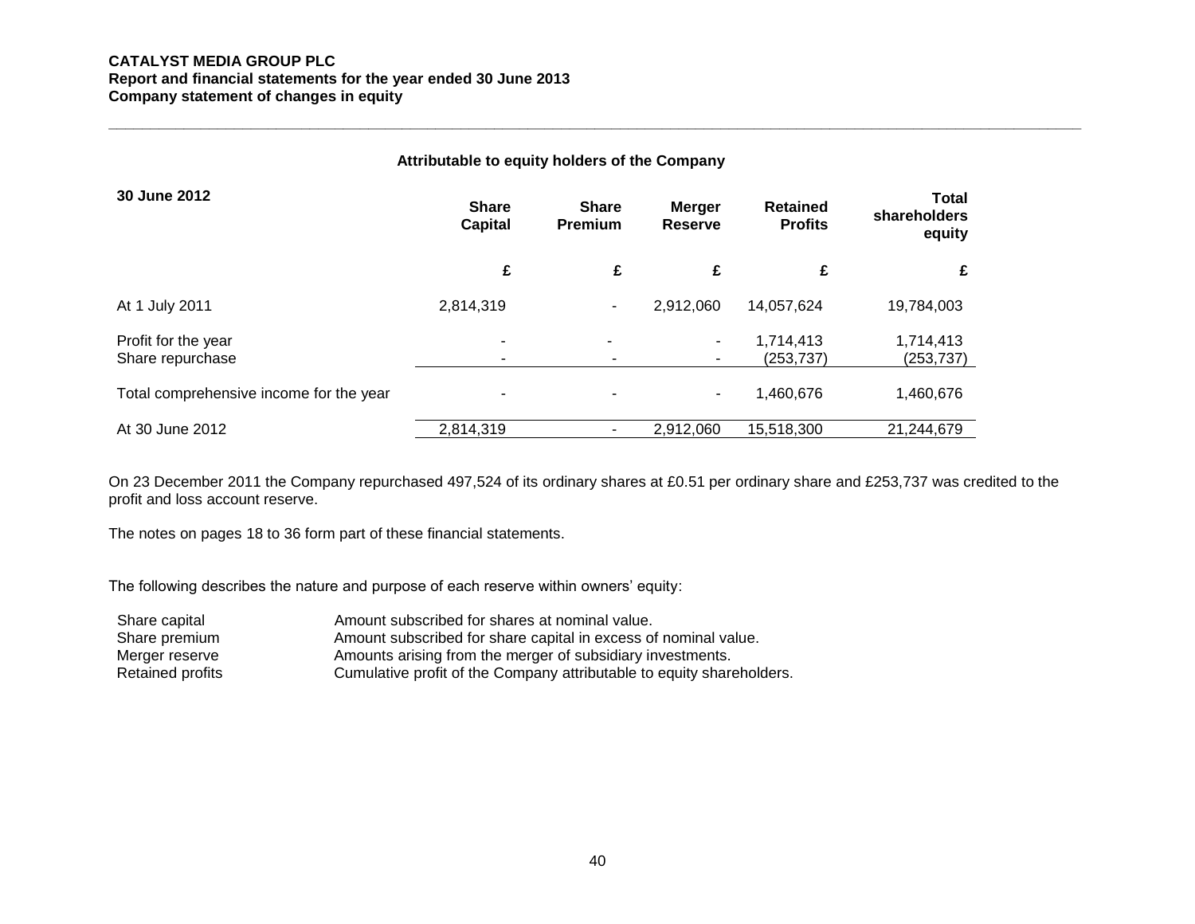**CATALYST MEDIA GROUP PLC**
**Report and financial statements for the year ended 30 June 2013**
**Company statement of changes in equity**

**Attributable to equity holders of the Company**

| 30 June 2012 | Share Capital | Share Premium | Merger Reserve | Retained Profits | Total shareholders equity |
|---|---|---|---|---|---|
| | £ | £ | £ | £ | £ |
| At 1 July 2011 | 2,814,319 | - | 2,912,060 | 14,057,624 | 19,784,003 |
| Profit for the year | - | - | - | 1,714,413 | 1,714,413 |
| Share repurchase | - | - | - | (253,737) | (253,737) |
| Total comprehensive income for the year | - | - | - | 1,460,676 | 1,460,676 |
| At 30 June 2012 | 2,814,319 | - | 2,912,060 | 15,518,300 | 21,244,679 |

On 23 December 2011 the Company repurchased 497,524 of its ordinary shares at £0.51 per ordinary share and £253,737 was credited to the profit and loss account reserve.

The notes on pages 18 to 36 form part of these financial statements.

The following describes the nature and purpose of each reserve within owners' equity:

| | |
|---|---|
| Share capital | Amount subscribed for shares at nominal value. |
| Share premium | Amount subscribed for share capital in excess of nominal value. |
| Merger reserve | Amounts arising from the merger of subsidiary investments. |
| Retained profits | Cumulative profit of the Company attributable to equity shareholders. |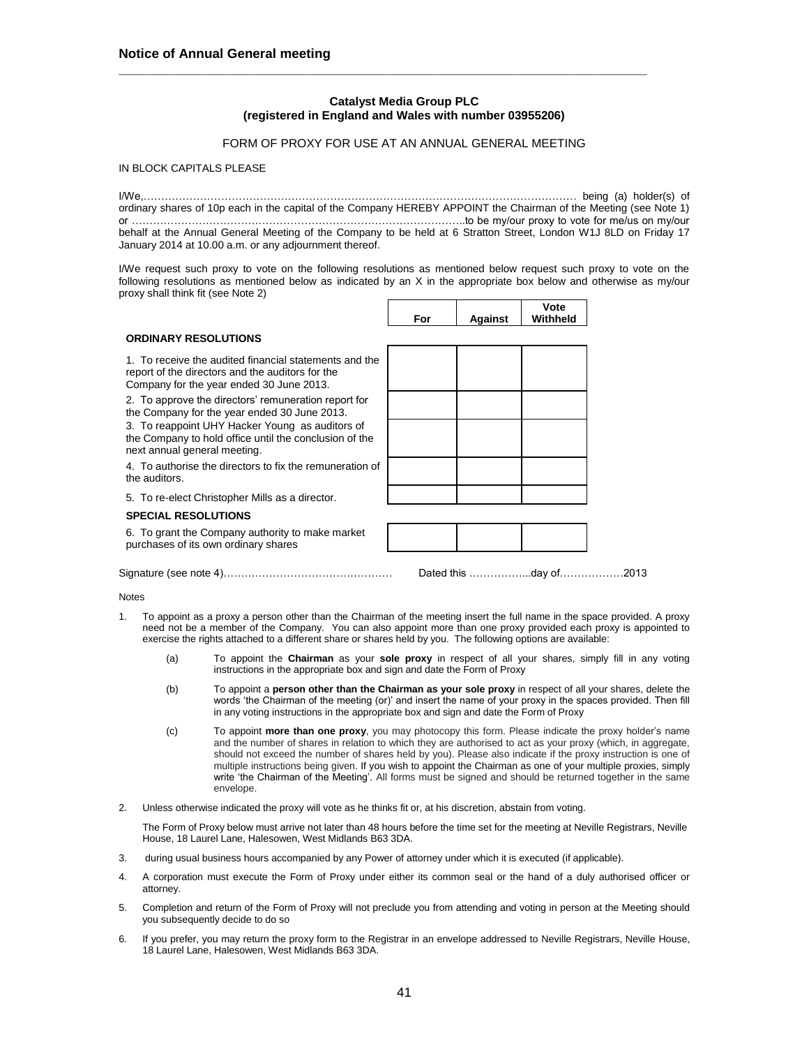## Notice of Annual General meeting

**Catalyst Media Group PLC**
**(registered in England and Wales with number 03955206)**

FORM OF PROXY FOR USE AT AN ANNUAL GENERAL MEETING

IN BLOCK CAPITALS PLEASE

I/We,……………………………………………………………………………………………………………… being (a) holder(s) of ordinary shares of 10p each in the capital of the Company HEREBY APPOINT the Chairman of the Meeting (see Note 1) or ……………………………………………………………………………………..to be my/our proxy to vote for me/us on my/our behalf at the Annual General Meeting of the Company to be held at 6 Stratton Street, London W1J 8LD on Friday 17 January 2014 at 10.00 a.m. or any adjournment thereof.

I/We request such proxy to vote on the following resolutions as mentioned below request such proxy to vote on the following resolutions as mentioned below as indicated by an X in the appropriate box below and otherwise as my/our proxy shall think fit (see Note 2)

| | For | Against | Vote Withheld |
|---|---|---|---|
| **ORDINARY RESOLUTIONS** | | | |
| 1. To receive the audited financial statements and the report of the directors and the auditors for the Company for the year ended 30 June 2013. | | | |
| 2. To approve the directors' remuneration report for the Company for the year ended 30 June 2013. | | | |
| 3. To reappoint UHY Hacker Young as auditors of the Company to hold office until the conclusion of the next annual general meeting. | | | |
| 4. To authorise the directors to fix the remuneration of the auditors. | | | |
| 5. To re-elect Christopher Mills as a director. | | | |
| **SPECIAL RESOLUTIONS** | | | |
| 6. To grant the Company authority to make market purchases of its own ordinary shares | | | |

Signature (see note 4)…………………………………………  Dated this ……………...day of………………2013

Notes

1. To appoint as a proxy a person other than the Chairman of the meeting insert the full name in the space provided. A proxy need not be a member of the Company. You can also appoint more than one proxy provided each proxy is appointed to exercise the rights attached to a different share or shares held by you. The following options are available:

   (a) To appoint the **Chairman** as your **sole proxy** in respect of all your shares, simply fill in any voting instructions in the appropriate box and sign and date the Form of Proxy

   (b) To appoint a **person other than the Chairman as your sole proxy** in respect of all your shares, delete the words 'the Chairman of the meeting (or)' and insert the name of your proxy in the spaces provided. Then fill in any voting instructions in the appropriate box and sign and date the Form of Proxy

   (c) To appoint **more than one proxy**, you may photocopy this form. Please indicate the proxy holder's name and the number of shares in relation to which they are authorised to act as your proxy (which, in aggregate, should not exceed the number of shares held by you). Please also indicate if the proxy instruction is one of multiple instructions being given. If you wish to appoint the Chairman as one of your multiple proxies, simply write 'the Chairman of the Meeting'. All forms must be signed and should be returned together in the same envelope.

2. Unless otherwise indicated the proxy will vote as he thinks fit or, at his discretion, abstain from voting.

   The Form of Proxy below must arrive not later than 48 hours before the time set for the meeting at Neville Registrars, Neville House, 18 Laurel Lane, Halesowen, West Midlands B63 3DA.

3. during usual business hours accompanied by any Power of attorney under which it is executed (if applicable).

4. A corporation must execute the Form of Proxy under either its common seal or the hand of a duly authorised officer or attorney.

5. Completion and return of the Form of Proxy will not preclude you from attending and voting in person at the Meeting should you subsequently decide to do so

6. If you prefer, you may return the proxy form to the Registrar in an envelope addressed to Neville Registrars, Neville House, 18 Laurel Lane, Halesowen, West Midlands B63 3DA.